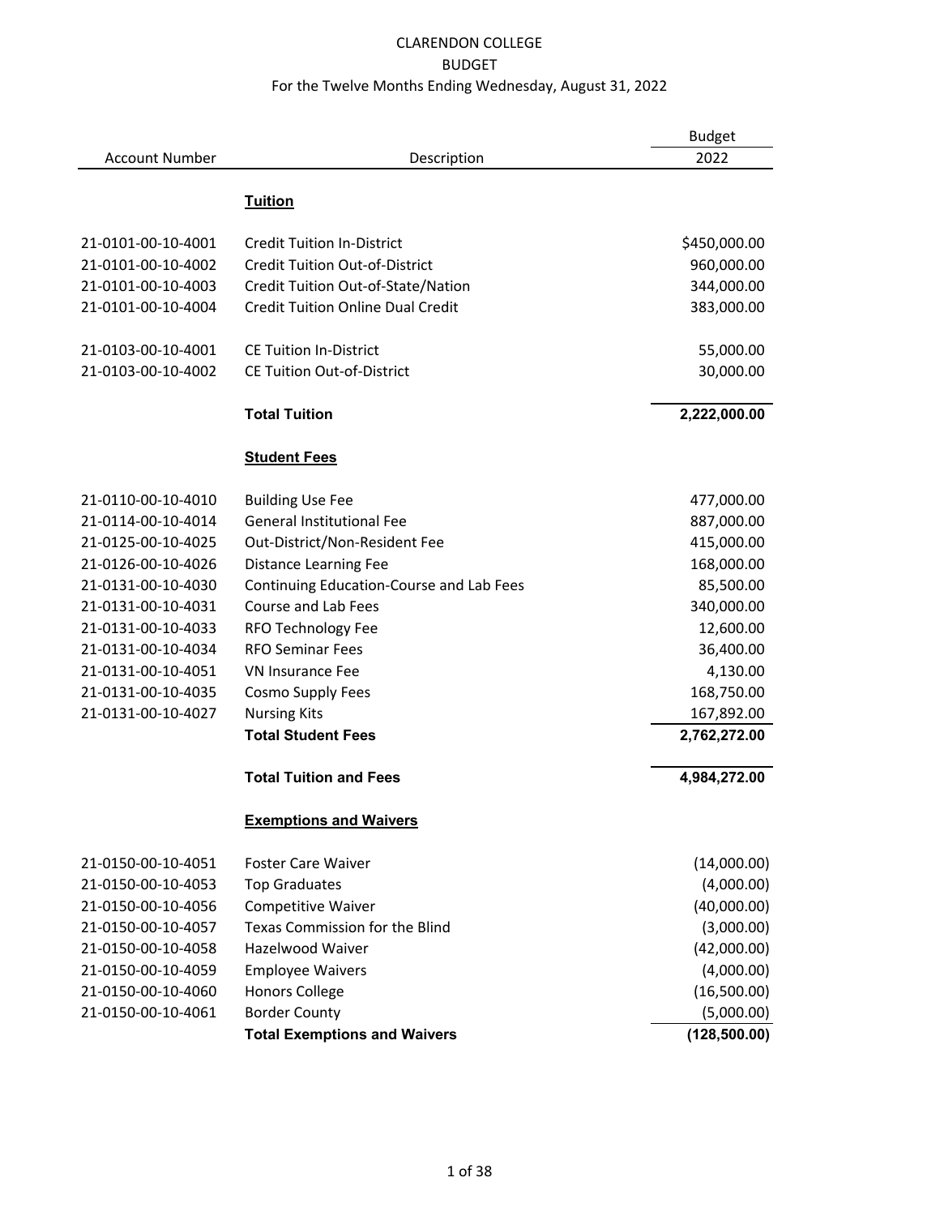# CLARENDON COLLEGE
## BUDGET
### For the Twelve Months Ending Wednesday, August 31, 2022

| Account Number | Description | Budget 2022 |
|---|---|---|
| | **Tuition** | |
| 21-0101-00-10-4001 | Credit Tuition In-District | $450,000.00 |
| 21-0101-00-10-4002 | Credit Tuition Out-of-District | 960,000.00 |
| 21-0101-00-10-4003 | Credit Tuition Out-of-State/Nation | 344,000.00 |
| 21-0101-00-10-4004 | Credit Tuition Online Dual Credit | 383,000.00 |
| 21-0103-00-10-4001 | CE Tuition In-District | 55,000.00 |
| 21-0103-00-10-4002 | CE Tuition Out-of-District | 30,000.00 |
| | **Total Tuition** | **2,222,000.00** |
| | **Student Fees** | |
| 21-0110-00-10-4010 | Building Use Fee | 477,000.00 |
| 21-0114-00-10-4014 | General Institutional Fee | 887,000.00 |
| 21-0125-00-10-4025 | Out-District/Non-Resident Fee | 415,000.00 |
| 21-0126-00-10-4026 | Distance Learning Fee | 168,000.00 |
| 21-0131-00-10-4030 | Continuing Education-Course and Lab Fees | 85,500.00 |
| 21-0131-00-10-4031 | Course and Lab Fees | 340,000.00 |
| 21-0131-00-10-4033 | RFO Technology Fee | 12,600.00 |
| 21-0131-00-10-4034 | RFO Seminar Fees | 36,400.00 |
| 21-0131-00-10-4051 | VN Insurance Fee | 4,130.00 |
| 21-0131-00-10-4035 | Cosmo Supply Fees | 168,750.00 |
| 21-0131-00-10-4027 | Nursing Kits | 167,892.00 |
| | **Total Student Fees** | **2,762,272.00** |
| | **Total Tuition and Fees** | **4,984,272.00** |
| | **Exemptions and Waivers** | |
| 21-0150-00-10-4051 | Foster Care Waiver | (14,000.00) |
| 21-0150-00-10-4053 | Top Graduates | (4,000.00) |
| 21-0150-00-10-4056 | Competitive Waiver | (40,000.00) |
| 21-0150-00-10-4057 | Texas Commission for the Blind | (3,000.00) |
| 21-0150-00-10-4058 | Hazelwood Waiver | (42,000.00) |
| 21-0150-00-10-4059 | Employee Waivers | (4,000.00) |
| 21-0150-00-10-4060 | Honors College | (16,500.00) |
| 21-0150-00-10-4061 | Border County | (5,000.00) |
| | **Total Exemptions and Waivers** | **(128,500.00)** |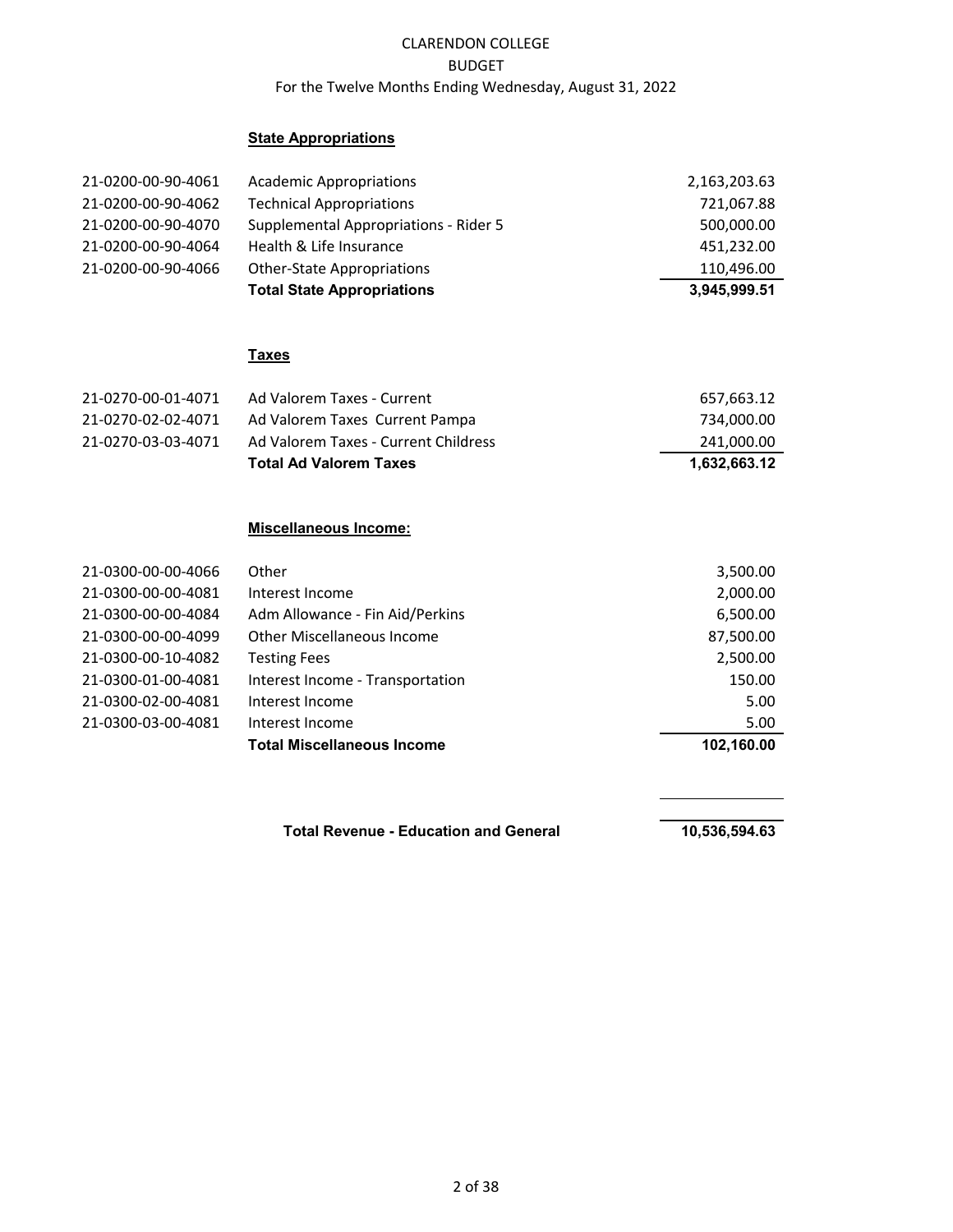CLARENDON COLLEGE
BUDGET
For the Twelve Months Ending Wednesday, August 31, 2022

**State Appropriations**

| Account | Description | Amount |
|---|---|---|
| 21-0200-00-90-4061 | Academic Appropriations | 2,163,203.63 |
| 21-0200-00-90-4062 | Technical Appropriations | 721,067.88 |
| 21-0200-00-90-4070 | Supplemental Appropriations - Rider 5 | 500,000.00 |
| 21-0200-00-90-4064 | Health & Life Insurance | 451,232.00 |
| 21-0200-00-90-4066 | Other-State Appropriations | 110,496.00 |
| | **Total State Appropriations** | **3,945,999.51** |

**Taxes**

| Account | Description | Amount |
|---|---|---|
| 21-0270-00-01-4071 | Ad Valorem Taxes - Current | 657,663.12 |
| 21-0270-02-02-4071 | Ad Valorem Taxes Current Pampa | 734,000.00 |
| 21-0270-03-03-4071 | Ad Valorem Taxes - Current Childress | 241,000.00 |
| | **Total Ad Valorem Taxes** | **1,632,663.12** |

**Miscellaneous Income:**

| Account | Description | Amount |
|---|---|---|
| 21-0300-00-00-4066 | Other | 3,500.00 |
| 21-0300-00-00-4081 | Interest Income | 2,000.00 |
| 21-0300-00-00-4084 | Adm Allowance - Fin Aid/Perkins | 6,500.00 |
| 21-0300-00-00-4099 | Other Miscellaneous Income | 87,500.00 |
| 21-0300-00-10-4082 | Testing Fees | 2,500.00 |
| 21-0300-01-00-4081 | Interest Income - Transportation | 150.00 |
| 21-0300-02-00-4081 | Interest Income | 5.00 |
| 21-0300-03-00-4081 | Interest Income | 5.00 |
| | **Total Miscellaneous Income** | **102,160.00** |

| | | |
|---|---|---|
| | **Total Revenue - Education and General** | **10,536,594.63** |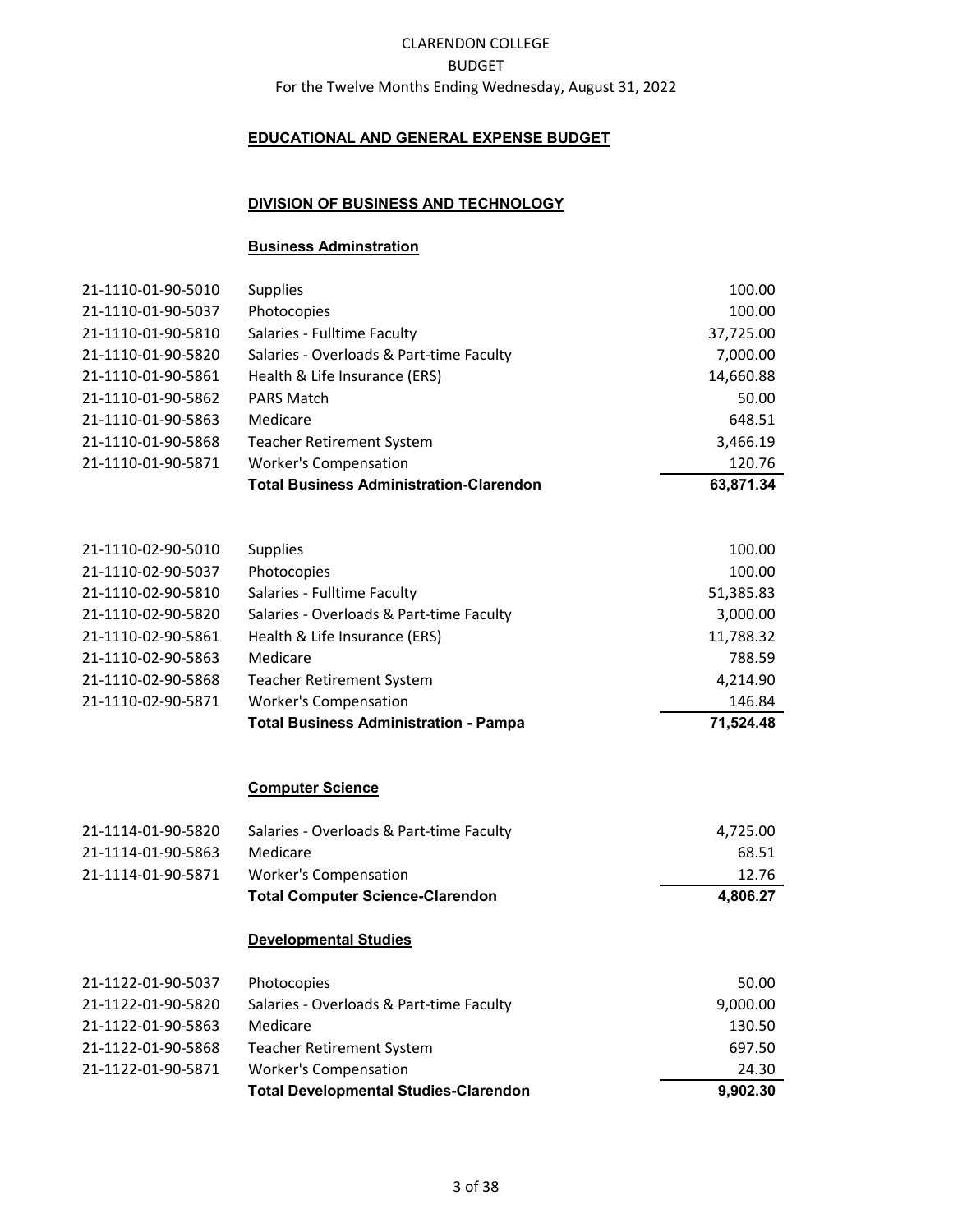CLARENDON COLLEGE
BUDGET
For the Twelve Months Ending Wednesday, August 31, 2022

## EDUCATIONAL AND GENERAL EXPENSE BUDGET

### DIVISION OF BUSINESS AND TECHNOLOGY

#### Business Adminstration

| Account | Description | Amount |
|---|---|---|
| 21-1110-01-90-5010 | Supplies | 100.00 |
| 21-1110-01-90-5037 | Photocopies | 100.00 |
| 21-1110-01-90-5810 | Salaries - Fulltime Faculty | 37,725.00 |
| 21-1110-01-90-5820 | Salaries - Overloads & Part-time Faculty | 7,000.00 |
| 21-1110-01-90-5861 | Health & Life Insurance (ERS) | 14,660.88 |
| 21-1110-01-90-5862 | PARS Match | 50.00 |
| 21-1110-01-90-5863 | Medicare | 648.51 |
| 21-1110-01-90-5868 | Teacher Retirement System | 3,466.19 |
| 21-1110-01-90-5871 | Worker's Compensation | 120.76 |
| | **Total Business Administration-Clarendon** | **63,871.34** |

| Account | Description | Amount |
|---|---|---|
| 21-1110-02-90-5010 | Supplies | 100.00 |
| 21-1110-02-90-5037 | Photocopies | 100.00 |
| 21-1110-02-90-5810 | Salaries - Fulltime Faculty | 51,385.83 |
| 21-1110-02-90-5820 | Salaries - Overloads & Part-time Faculty | 3,000.00 |
| 21-1110-02-90-5861 | Health & Life Insurance (ERS) | 11,788.32 |
| 21-1110-02-90-5863 | Medicare | 788.59 |
| 21-1110-02-90-5868 | Teacher Retirement System | 4,214.90 |
| 21-1110-02-90-5871 | Worker's Compensation | 146.84 |
| | **Total Business Administration - Pampa** | **71,524.48** |

#### Computer Science

| Account | Description | Amount |
|---|---|---|
| 21-1114-01-90-5820 | Salaries - Overloads & Part-time Faculty | 4,725.00 |
| 21-1114-01-90-5863 | Medicare | 68.51 |
| 21-1114-01-90-5871 | Worker's Compensation | 12.76 |
| | **Total Computer Science-Clarendon** | **4,806.27** |

#### Developmental Studies

| Account | Description | Amount |
|---|---|---|
| 21-1122-01-90-5037 | Photocopies | 50.00 |
| 21-1122-01-90-5820 | Salaries - Overloads & Part-time Faculty | 9,000.00 |
| 21-1122-01-90-5863 | Medicare | 130.50 |
| 21-1122-01-90-5868 | Teacher Retirement System | 697.50 |
| 21-1122-01-90-5871 | Worker's Compensation | 24.30 |
| | **Total Developmental Studies-Clarendon** | **9,902.30** |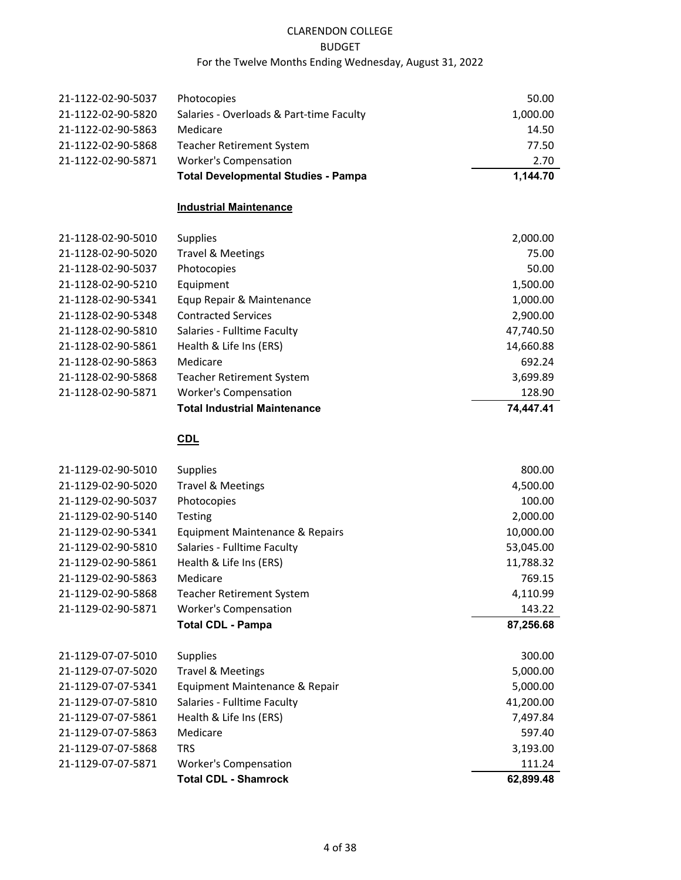| Account | Description | Amount |
|---|---|---|
| 21-1122-02-90-5037 | Photocopies | 50.00 |
| 21-1122-02-90-5820 | Salaries - Overloads & Part-time Faculty | 1,000.00 |
| 21-1122-02-90-5863 | Medicare | 14.50 |
| 21-1122-02-90-5868 | Teacher Retirement System | 77.50 |
| 21-1122-02-90-5871 | Worker's Compensation | 2.70 |
| | **Total Developmental Studies - Pampa** | **1,144.70** |

**Industrial Maintenance**

| Account | Description | Amount |
|---|---|---|
| 21-1128-02-90-5010 | Supplies | 2,000.00 |
| 21-1128-02-90-5020 | Travel & Meetings | 75.00 |
| 21-1128-02-90-5037 | Photocopies | 50.00 |
| 21-1128-02-90-5210 | Equipment | 1,500.00 |
| 21-1128-02-90-5341 | Equp Repair & Maintenance | 1,000.00 |
| 21-1128-02-90-5348 | Contracted Services | 2,900.00 |
| 21-1128-02-90-5810 | Salaries - Fulltime Faculty | 47,740.50 |
| 21-1128-02-90-5861 | Health & Life Ins (ERS) | 14,660.88 |
| 21-1128-02-90-5863 | Medicare | 692.24 |
| 21-1128-02-90-5868 | Teacher Retirement System | 3,699.89 |
| 21-1128-02-90-5871 | Worker's Compensation | 128.90 |
| | **Total Industrial Maintenance** | **74,447.41** |

**CDL**

| Account | Description | Amount |
|---|---|---|
| 21-1129-02-90-5010 | Supplies | 800.00 |
| 21-1129-02-90-5020 | Travel & Meetings | 4,500.00 |
| 21-1129-02-90-5037 | Photocopies | 100.00 |
| 21-1129-02-90-5140 | Testing | 2,000.00 |
| 21-1129-02-90-5341 | Equipment Maintenance & Repairs | 10,000.00 |
| 21-1129-02-90-5810 | Salaries - Fulltime Faculty | 53,045.00 |
| 21-1129-02-90-5861 | Health & Life Ins (ERS) | 11,788.32 |
| 21-1129-02-90-5863 | Medicare | 769.15 |
| 21-1129-02-90-5868 | Teacher Retirement System | 4,110.99 |
| 21-1129-02-90-5871 | Worker's Compensation | 143.22 |
| | **Total CDL - Pampa** | **87,256.68** |
| 21-1129-07-07-5010 | Supplies | 300.00 |
| 21-1129-07-07-5020 | Travel & Meetings | 5,000.00 |
| 21-1129-07-07-5341 | Equipment Maintenance & Repair | 5,000.00 |
| 21-1129-07-07-5810 | Salaries - Fulltime Faculty | 41,200.00 |
| 21-1129-07-07-5861 | Health & Life Ins (ERS) | 7,497.84 |
| 21-1129-07-07-5863 | Medicare | 597.40 |
| 21-1129-07-07-5868 | TRS | 3,193.00 |
| 21-1129-07-07-5871 | Worker's Compensation | 111.24 |
| | **Total CDL - Shamrock** | **62,899.48** |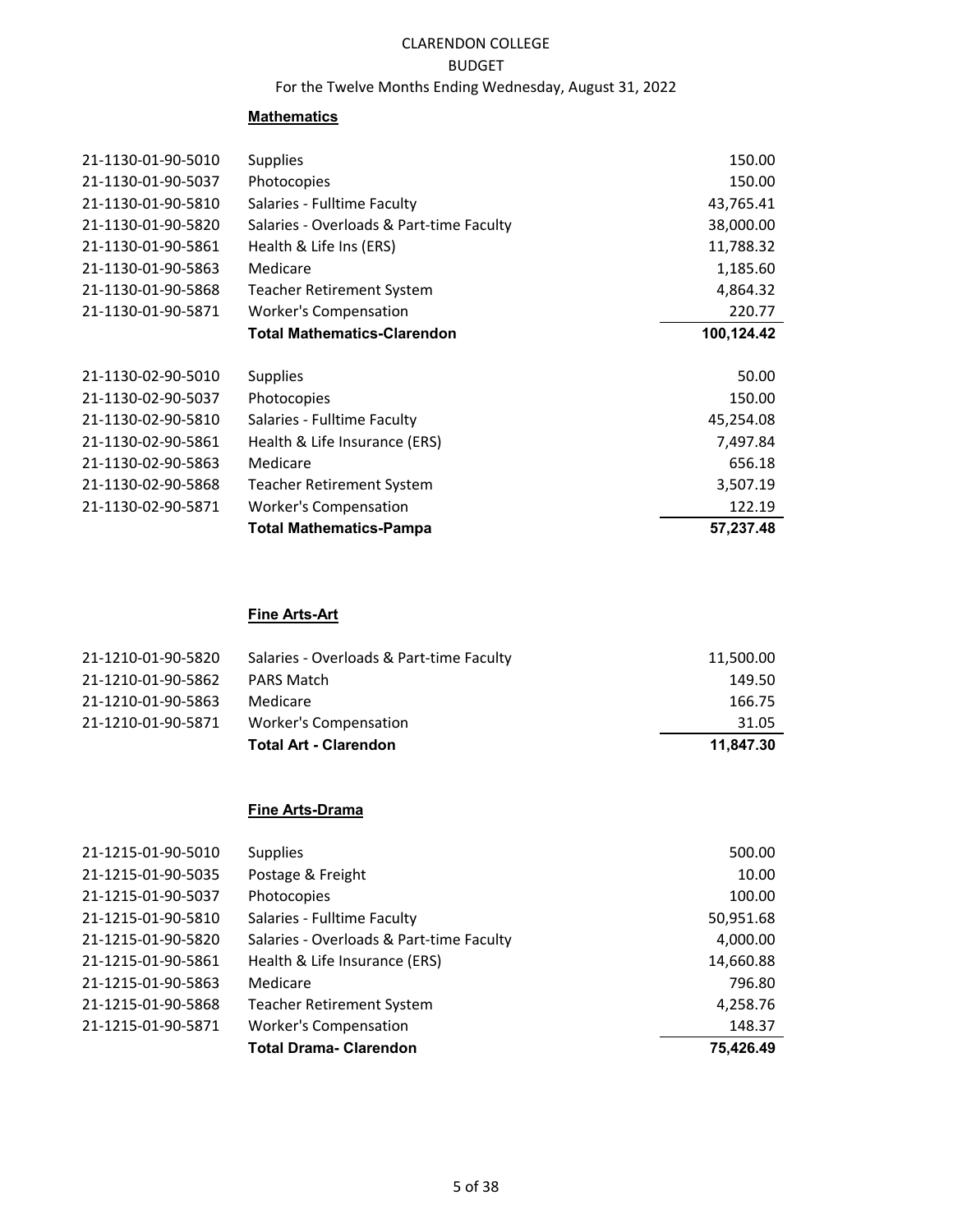CLARENDON COLLEGE

BUDGET

For the Twelve Months Ending Wednesday, August 31, 2022

**Mathematics**

| | | |
|---|---|---|
| 21-1130-01-90-5010 | Supplies | 150.00 |
| 21-1130-01-90-5037 | Photocopies | 150.00 |
| 21-1130-01-90-5810 | Salaries - Fulltime Faculty | 43,765.41 |
| 21-1130-01-90-5820 | Salaries - Overloads & Part-time Faculty | 38,000.00 |
| 21-1130-01-90-5861 | Health & Life Ins (ERS) | 11,788.32 |
| 21-1130-01-90-5863 | Medicare | 1,185.60 |
| 21-1130-01-90-5868 | Teacher Retirement System | 4,864.32 |
| 21-1130-01-90-5871 | Worker's Compensation | 220.77 |
| | **Total Mathematics-Clarendon** | **100,124.42** |
| 21-1130-02-90-5010 | Supplies | 50.00 |
| 21-1130-02-90-5037 | Photocopies | 150.00 |
| 21-1130-02-90-5810 | Salaries - Fulltime Faculty | 45,254.08 |
| 21-1130-02-90-5861 | Health & Life Insurance (ERS) | 7,497.84 |
| 21-1130-02-90-5863 | Medicare | 656.18 |
| 21-1130-02-90-5868 | Teacher Retirement System | 3,507.19 |
| 21-1130-02-90-5871 | Worker's Compensation | 122.19 |
| | **Total Mathematics-Pampa** | **57,237.48** |

**Fine Arts-Art**

| | | |
|---|---|---|
| 21-1210-01-90-5820 | Salaries - Overloads & Part-time Faculty | 11,500.00 |
| 21-1210-01-90-5862 | PARS Match | 149.50 |
| 21-1210-01-90-5863 | Medicare | 166.75 |
| 21-1210-01-90-5871 | Worker's Compensation | 31.05 |
| | **Total Art - Clarendon** | **11,847.30** |

**Fine Arts-Drama**

| | | |
|---|---|---|
| 21-1215-01-90-5010 | Supplies | 500.00 |
| 21-1215-01-90-5035 | Postage & Freight | 10.00 |
| 21-1215-01-90-5037 | Photocopies | 100.00 |
| 21-1215-01-90-5810 | Salaries - Fulltime Faculty | 50,951.68 |
| 21-1215-01-90-5820 | Salaries - Overloads & Part-time Faculty | 4,000.00 |
| 21-1215-01-90-5861 | Health & Life Insurance (ERS) | 14,660.88 |
| 21-1215-01-90-5863 | Medicare | 796.80 |
| 21-1215-01-90-5868 | Teacher Retirement System | 4,258.76 |
| 21-1215-01-90-5871 | Worker's Compensation | 148.37 |
| | **Total Drama- Clarendon** | **75,426.49** |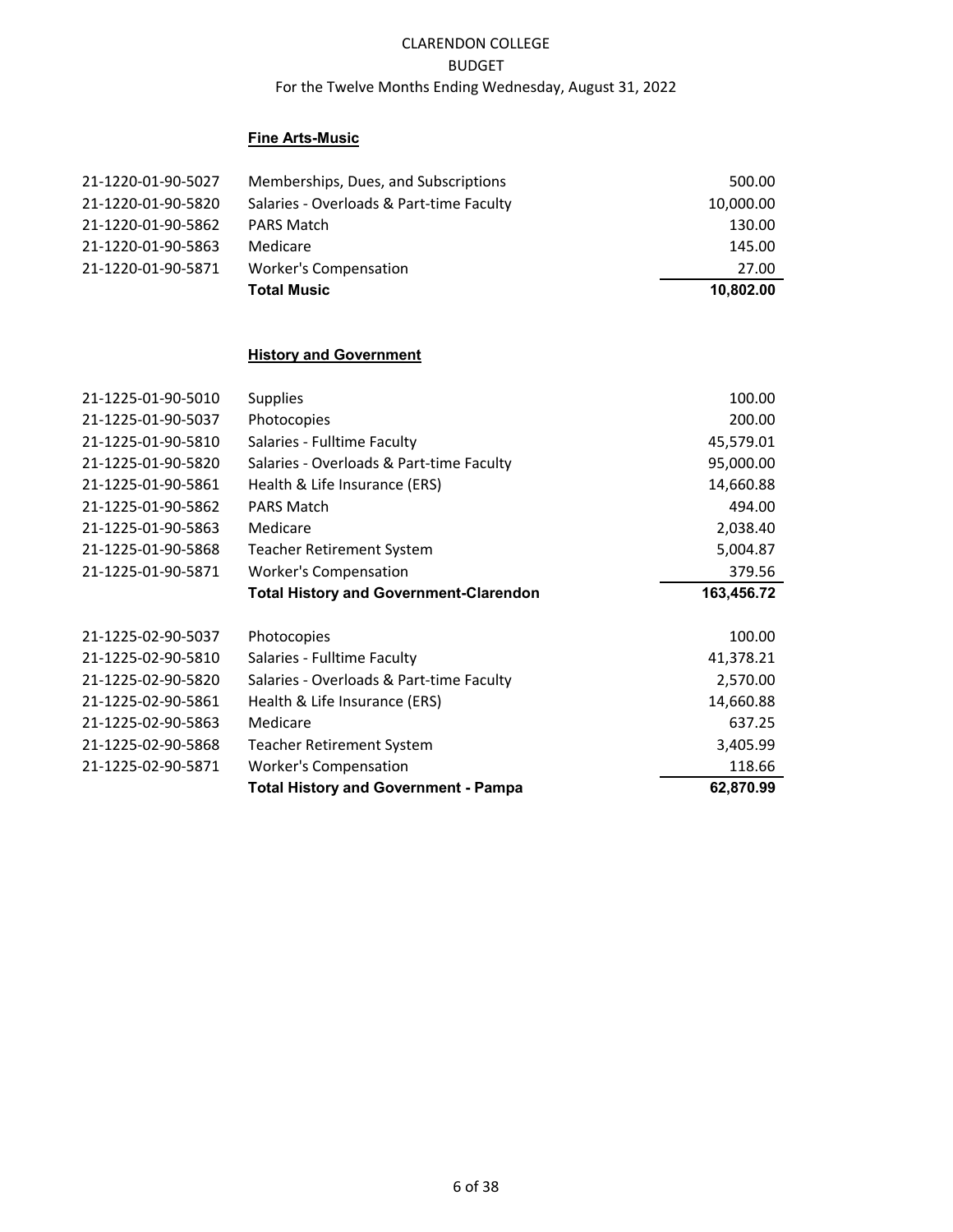CLARENDON COLLEGE

BUDGET

For the Twelve Months Ending Wednesday, August 31, 2022

**Fine Arts-Music**

| | | |
|---|---|---|
| 21-1220-01-90-5027 | Memberships, Dues, and Subscriptions | 500.00 |
| 21-1220-01-90-5820 | Salaries - Overloads & Part-time Faculty | 10,000.00 |
| 21-1220-01-90-5862 | PARS Match | 130.00 |
| 21-1220-01-90-5863 | Medicare | 145.00 |
| 21-1220-01-90-5871 | Worker's Compensation | 27.00 |
| | **Total Music** | **10,802.00** |

**History and Government**

| | | |
|---|---|---|
| 21-1225-01-90-5010 | Supplies | 100.00 |
| 21-1225-01-90-5037 | Photocopies | 200.00 |
| 21-1225-01-90-5810 | Salaries - Fulltime Faculty | 45,579.01 |
| 21-1225-01-90-5820 | Salaries - Overloads & Part-time Faculty | 95,000.00 |
| 21-1225-01-90-5861 | Health & Life Insurance (ERS) | 14,660.88 |
| 21-1225-01-90-5862 | PARS Match | 494.00 |
| 21-1225-01-90-5863 | Medicare | 2,038.40 |
| 21-1225-01-90-5868 | Teacher Retirement System | 5,004.87 |
| 21-1225-01-90-5871 | Worker's Compensation | 379.56 |
| | **Total History and Government-Clarendon** | **163,456.72** |
| 21-1225-02-90-5037 | Photocopies | 100.00 |
| 21-1225-02-90-5810 | Salaries - Fulltime Faculty | 41,378.21 |
| 21-1225-02-90-5820 | Salaries - Overloads & Part-time Faculty | 2,570.00 |
| 21-1225-02-90-5861 | Health & Life Insurance (ERS) | 14,660.88 |
| 21-1225-02-90-5863 | Medicare | 637.25 |
| 21-1225-02-90-5868 | Teacher Retirement System | 3,405.99 |
| 21-1225-02-90-5871 | Worker's Compensation | 118.66 |
| | **Total History and Government - Pampa** | **62,870.99** |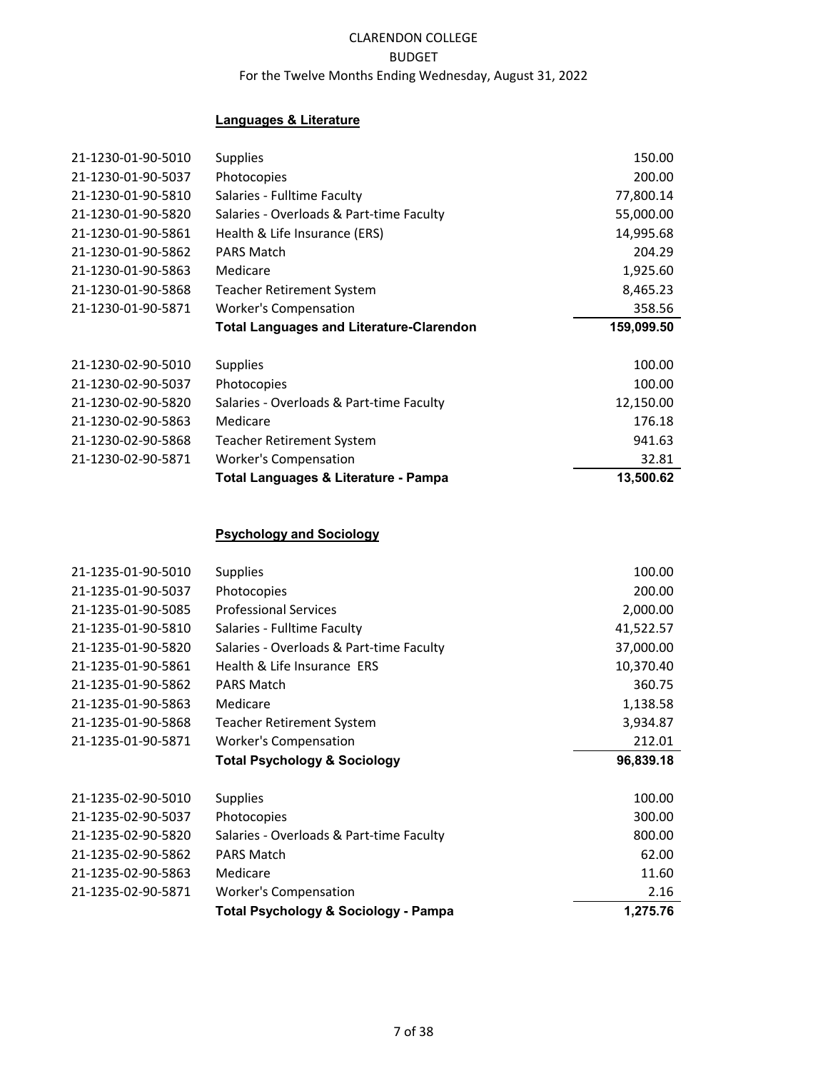CLARENDON COLLEGE
BUDGET
For the Twelve Months Ending Wednesday, August 31, 2022

## Languages & Literature

| Account | Description | Amount |
|---|---|---|
| 21-1230-01-90-5010 | Supplies | 150.00 |
| 21-1230-01-90-5037 | Photocopies | 200.00 |
| 21-1230-01-90-5810 | Salaries - Fulltime Faculty | 77,800.14 |
| 21-1230-01-90-5820 | Salaries - Overloads & Part-time Faculty | 55,000.00 |
| 21-1230-01-90-5861 | Health & Life Insurance (ERS) | 14,995.68 |
| 21-1230-01-90-5862 | PARS Match | 204.29 |
| 21-1230-01-90-5863 | Medicare | 1,925.60 |
| 21-1230-01-90-5868 | Teacher Retirement System | 8,465.23 |
| 21-1230-01-90-5871 | Worker's Compensation | 358.56 |
| | **Total Languages and Literature-Clarendon** | **159,099.50** |
| 21-1230-02-90-5010 | Supplies | 100.00 |
| 21-1230-02-90-5037 | Photocopies | 100.00 |
| 21-1230-02-90-5820 | Salaries - Overloads & Part-time Faculty | 12,150.00 |
| 21-1230-02-90-5863 | Medicare | 176.18 |
| 21-1230-02-90-5868 | Teacher Retirement System | 941.63 |
| 21-1230-02-90-5871 | Worker's Compensation | 32.81 |
| | **Total Languages & Literature - Pampa** | **13,500.62** |

## Psychology and Sociology

| Account | Description | Amount |
|---|---|---|
| 21-1235-01-90-5010 | Supplies | 100.00 |
| 21-1235-01-90-5037 | Photocopies | 200.00 |
| 21-1235-01-90-5085 | Professional Services | 2,000.00 |
| 21-1235-01-90-5810 | Salaries - Fulltime Faculty | 41,522.57 |
| 21-1235-01-90-5820 | Salaries - Overloads & Part-time Faculty | 37,000.00 |
| 21-1235-01-90-5861 | Health & Life Insurance ERS | 10,370.40 |
| 21-1235-01-90-5862 | PARS Match | 360.75 |
| 21-1235-01-90-5863 | Medicare | 1,138.58 |
| 21-1235-01-90-5868 | Teacher Retirement System | 3,934.87 |
| 21-1235-01-90-5871 | Worker's Compensation | 212.01 |
| | **Total Psychology & Sociology** | **96,839.18** |
| 21-1235-02-90-5010 | Supplies | 100.00 |
| 21-1235-02-90-5037 | Photocopies | 300.00 |
| 21-1235-02-90-5820 | Salaries - Overloads & Part-time Faculty | 800.00 |
| 21-1235-02-90-5862 | PARS Match | 62.00 |
| 21-1235-02-90-5863 | Medicare | 11.60 |
| 21-1235-02-90-5871 | Worker's Compensation | 2.16 |
| | **Total Psychology & Sociology - Pampa** | **1,275.76** |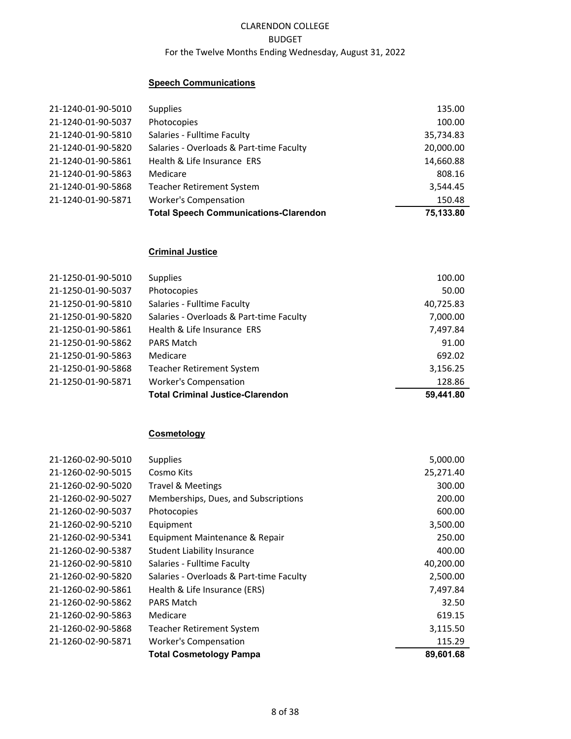CLARENDON COLLEGE
BUDGET
For the Twelve Months Ending Wednesday, August 31, 2022

## Speech Communications

| | | |
|---|---|---|
| 21-1240-01-90-5010 | Supplies | 135.00 |
| 21-1240-01-90-5037 | Photocopies | 100.00 |
| 21-1240-01-90-5810 | Salaries - Fulltime Faculty | 35,734.83 |
| 21-1240-01-90-5820 | Salaries - Overloads & Part-time Faculty | 20,000.00 |
| 21-1240-01-90-5861 | Health & Life Insurance ERS | 14,660.88 |
| 21-1240-01-90-5863 | Medicare | 808.16 |
| 21-1240-01-90-5868 | Teacher Retirement System | 3,544.45 |
| 21-1240-01-90-5871 | Worker's Compensation | 150.48 |
| | **Total Speech Communications-Clarendon** | **75,133.80** |

## Criminal Justice

| | | |
|---|---|---|
| 21-1250-01-90-5010 | Supplies | 100.00 |
| 21-1250-01-90-5037 | Photocopies | 50.00 |
| 21-1250-01-90-5810 | Salaries - Fulltime Faculty | 40,725.83 |
| 21-1250-01-90-5820 | Salaries - Overloads & Part-time Faculty | 7,000.00 |
| 21-1250-01-90-5861 | Health & Life Insurance ERS | 7,497.84 |
| 21-1250-01-90-5862 | PARS Match | 91.00 |
| 21-1250-01-90-5863 | Medicare | 692.02 |
| 21-1250-01-90-5868 | Teacher Retirement System | 3,156.25 |
| 21-1250-01-90-5871 | Worker's Compensation | 128.86 |
| | **Total Criminal Justice-Clarendon** | **59,441.80** |

## Cosmetology

| | | |
|---|---|---|
| 21-1260-02-90-5010 | Supplies | 5,000.00 |
| 21-1260-02-90-5015 | Cosmo Kits | 25,271.40 |
| 21-1260-02-90-5020 | Travel & Meetings | 300.00 |
| 21-1260-02-90-5027 | Memberships, Dues, and Subscriptions | 200.00 |
| 21-1260-02-90-5037 | Photocopies | 600.00 |
| 21-1260-02-90-5210 | Equipment | 3,500.00 |
| 21-1260-02-90-5341 | Equipment Maintenance & Repair | 250.00 |
| 21-1260-02-90-5387 | Student Liability Insurance | 400.00 |
| 21-1260-02-90-5810 | Salaries - Fulltime Faculty | 40,200.00 |
| 21-1260-02-90-5820 | Salaries - Overloads & Part-time Faculty | 2,500.00 |
| 21-1260-02-90-5861 | Health & Life Insurance (ERS) | 7,497.84 |
| 21-1260-02-90-5862 | PARS Match | 32.50 |
| 21-1260-02-90-5863 | Medicare | 619.15 |
| 21-1260-02-90-5868 | Teacher Retirement System | 3,115.50 |
| 21-1260-02-90-5871 | Worker's Compensation | 115.29 |
| | **Total Cosmetology Pampa** | **89,601.68** |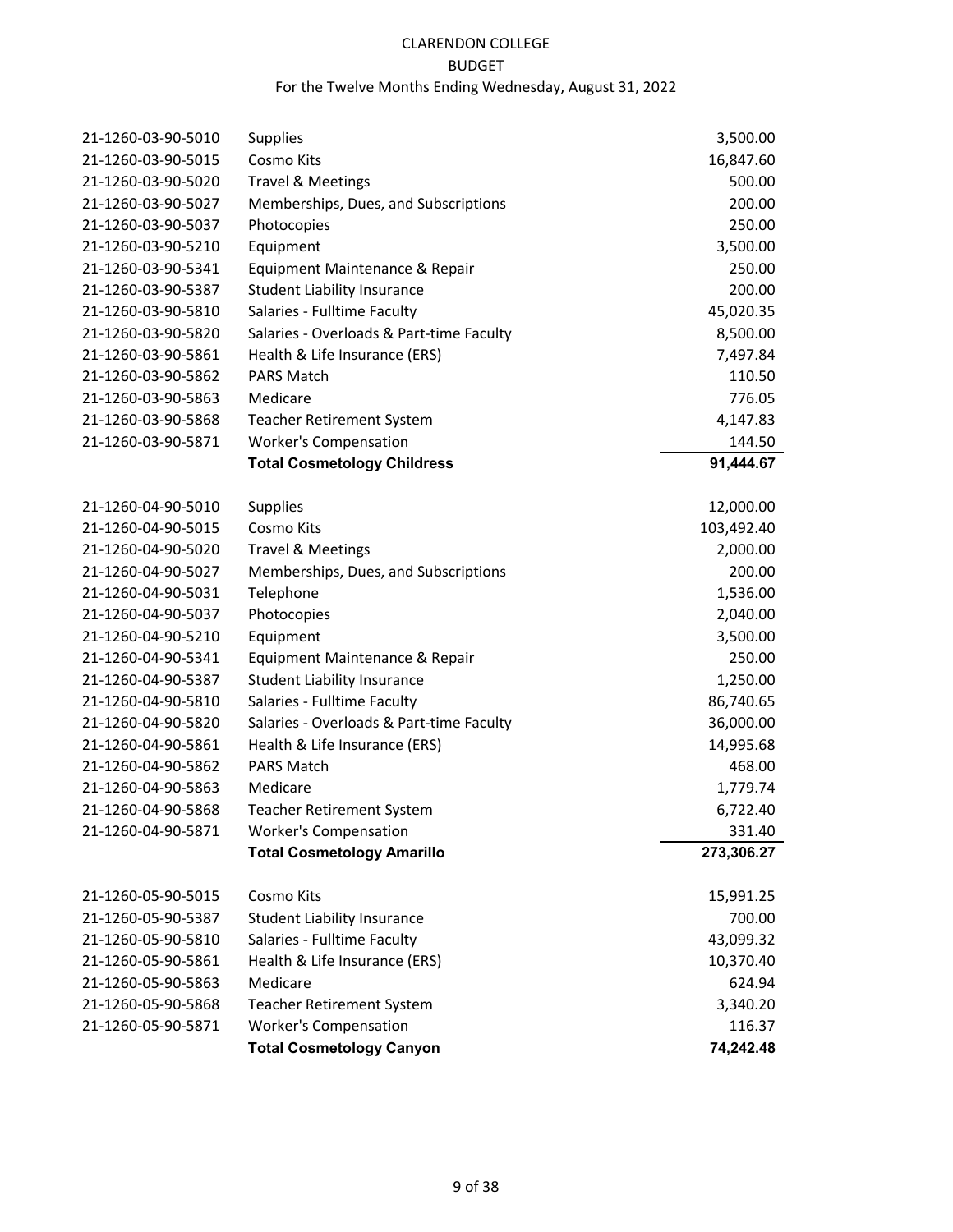CLARENDON COLLEGE
BUDGET
For the Twelve Months Ending Wednesday, August 31, 2022

| Account | Description | Amount |
|---|---|---|
| 21-1260-03-90-5010 | Supplies | 3,500.00 |
| 21-1260-03-90-5015 | Cosmo Kits | 16,847.60 |
| 21-1260-03-90-5020 | Travel & Meetings | 500.00 |
| 21-1260-03-90-5027 | Memberships, Dues, and Subscriptions | 200.00 |
| 21-1260-03-90-5037 | Photocopies | 250.00 |
| 21-1260-03-90-5210 | Equipment | 3,500.00 |
| 21-1260-03-90-5341 | Equipment Maintenance & Repair | 250.00 |
| 21-1260-03-90-5387 | Student Liability Insurance | 200.00 |
| 21-1260-03-90-5810 | Salaries - Fulltime Faculty | 45,020.35 |
| 21-1260-03-90-5820 | Salaries - Overloads & Part-time Faculty | 8,500.00 |
| 21-1260-03-90-5861 | Health & Life Insurance (ERS) | 7,497.84 |
| 21-1260-03-90-5862 | PARS Match | 110.50 |
| 21-1260-03-90-5863 | Medicare | 776.05 |
| 21-1260-03-90-5868 | Teacher Retirement System | 4,147.83 |
| 21-1260-03-90-5871 | Worker's Compensation | 144.50 |
| | **Total Cosmetology Childress** | **91,444.67** |
| | | |
| 21-1260-04-90-5010 | Supplies | 12,000.00 |
| 21-1260-04-90-5015 | Cosmo Kits | 103,492.40 |
| 21-1260-04-90-5020 | Travel & Meetings | 2,000.00 |
| 21-1260-04-90-5027 | Memberships, Dues, and Subscriptions | 200.00 |
| 21-1260-04-90-5031 | Telephone | 1,536.00 |
| 21-1260-04-90-5037 | Photocopies | 2,040.00 |
| 21-1260-04-90-5210 | Equipment | 3,500.00 |
| 21-1260-04-90-5341 | Equipment Maintenance & Repair | 250.00 |
| 21-1260-04-90-5387 | Student Liability Insurance | 1,250.00 |
| 21-1260-04-90-5810 | Salaries - Fulltime Faculty | 86,740.65 |
| 21-1260-04-90-5820 | Salaries - Overloads & Part-time Faculty | 36,000.00 |
| 21-1260-04-90-5861 | Health & Life Insurance (ERS) | 14,995.68 |
| 21-1260-04-90-5862 | PARS Match | 468.00 |
| 21-1260-04-90-5863 | Medicare | 1,779.74 |
| 21-1260-04-90-5868 | Teacher Retirement System | 6,722.40 |
| 21-1260-04-90-5871 | Worker's Compensation | 331.40 |
| | **Total Cosmetology Amarillo** | **273,306.27** |
| | | |
| 21-1260-05-90-5015 | Cosmo Kits | 15,991.25 |
| 21-1260-05-90-5387 | Student Liability Insurance | 700.00 |
| 21-1260-05-90-5810 | Salaries - Fulltime Faculty | 43,099.32 |
| 21-1260-05-90-5861 | Health & Life Insurance (ERS) | 10,370.40 |
| 21-1260-05-90-5863 | Medicare | 624.94 |
| 21-1260-05-90-5868 | Teacher Retirement System | 3,340.20 |
| 21-1260-05-90-5871 | Worker's Compensation | 116.37 |
| | **Total Cosmetology Canyon** | **74,242.48** |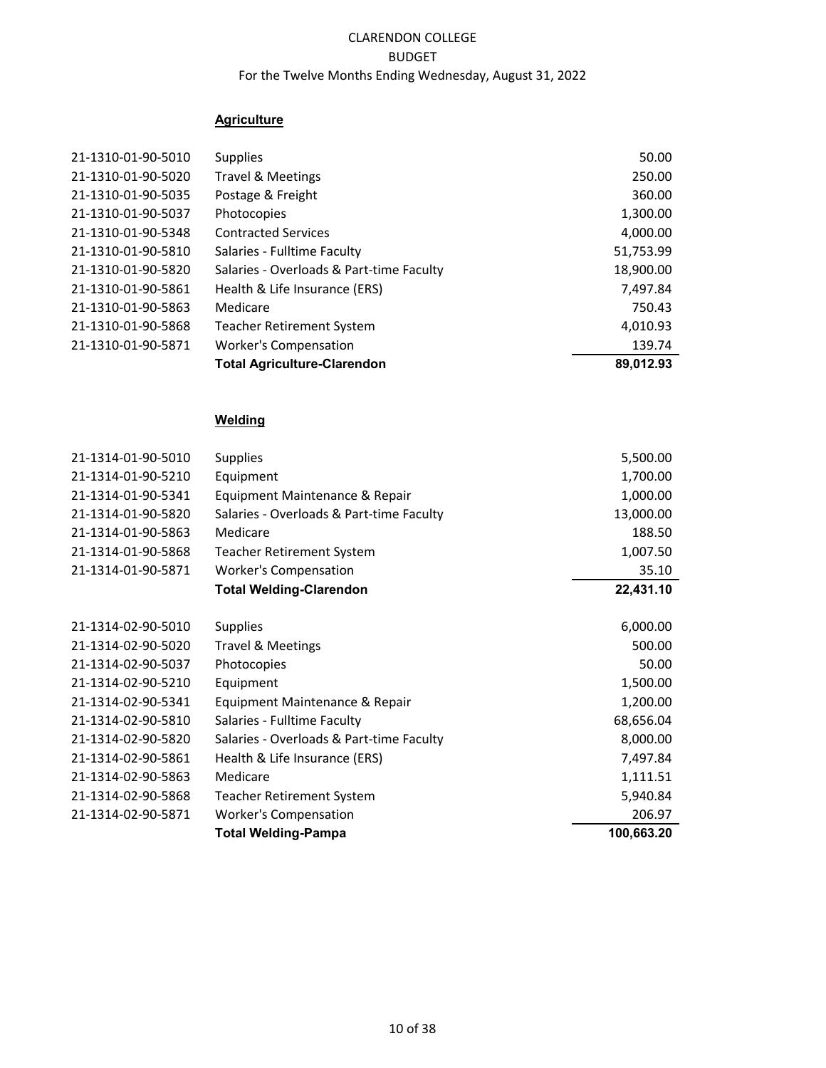CLARENDON COLLEGE
BUDGET
For the Twelve Months Ending Wednesday, August 31, 2022

**Agriculture**

| | | |
|---|---|---|
| 21-1310-01-90-5010 | Supplies | 50.00 |
| 21-1310-01-90-5020 | Travel & Meetings | 250.00 |
| 21-1310-01-90-5035 | Postage & Freight | 360.00 |
| 21-1310-01-90-5037 | Photocopies | 1,300.00 |
| 21-1310-01-90-5348 | Contracted Services | 4,000.00 |
| 21-1310-01-90-5810 | Salaries - Fulltime Faculty | 51,753.99 |
| 21-1310-01-90-5820 | Salaries - Overloads & Part-time Faculty | 18,900.00 |
| 21-1310-01-90-5861 | Health & Life Insurance (ERS) | 7,497.84 |
| 21-1310-01-90-5863 | Medicare | 750.43 |
| 21-1310-01-90-5868 | Teacher Retirement System | 4,010.93 |
| 21-1310-01-90-5871 | Worker's Compensation | 139.74 |
| | **Total Agriculture-Clarendon** | **89,012.93** |

**Welding**

| | | |
|---|---|---|
| 21-1314-01-90-5010 | Supplies | 5,500.00 |
| 21-1314-01-90-5210 | Equipment | 1,700.00 |
| 21-1314-01-90-5341 | Equipment Maintenance & Repair | 1,000.00 |
| 21-1314-01-90-5820 | Salaries - Overloads & Part-time Faculty | 13,000.00 |
| 21-1314-01-90-5863 | Medicare | 188.50 |
| 21-1314-01-90-5868 | Teacher Retirement System | 1,007.50 |
| 21-1314-01-90-5871 | Worker's Compensation | 35.10 |
| | **Total Welding-Clarendon** | **22,431.10** |
| 21-1314-02-90-5010 | Supplies | 6,000.00 |
| 21-1314-02-90-5020 | Travel & Meetings | 500.00 |
| 21-1314-02-90-5037 | Photocopies | 50.00 |
| 21-1314-02-90-5210 | Equipment | 1,500.00 |
| 21-1314-02-90-5341 | Equipment Maintenance & Repair | 1,200.00 |
| 21-1314-02-90-5810 | Salaries - Fulltime Faculty | 68,656.04 |
| 21-1314-02-90-5820 | Salaries - Overloads & Part-time Faculty | 8,000.00 |
| 21-1314-02-90-5861 | Health & Life Insurance (ERS) | 7,497.84 |
| 21-1314-02-90-5863 | Medicare | 1,111.51 |
| 21-1314-02-90-5868 | Teacher Retirement System | 5,940.84 |
| 21-1314-02-90-5871 | Worker's Compensation | 206.97 |
| | **Total Welding-Pampa** | **100,663.20** |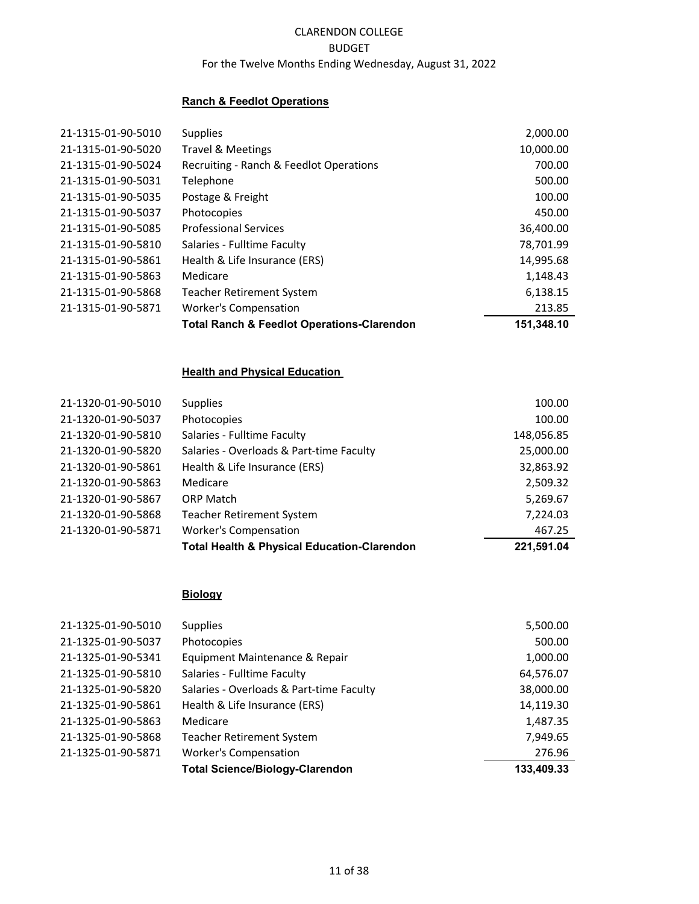CLARENDON COLLEGE
BUDGET
For the Twelve Months Ending Wednesday, August 31, 2022

**Ranch & Feedlot Operations**

| Account | Description | Amount |
|---|---|---|
| 21-1315-01-90-5010 | Supplies | 2,000.00 |
| 21-1315-01-90-5020 | Travel & Meetings | 10,000.00 |
| 21-1315-01-90-5024 | Recruiting - Ranch & Feedlot Operations | 700.00 |
| 21-1315-01-90-5031 | Telephone | 500.00 |
| 21-1315-01-90-5035 | Postage & Freight | 100.00 |
| 21-1315-01-90-5037 | Photocopies | 450.00 |
| 21-1315-01-90-5085 | Professional Services | 36,400.00 |
| 21-1315-01-90-5810 | Salaries - Fulltime Faculty | 78,701.99 |
| 21-1315-01-90-5861 | Health & Life Insurance (ERS) | 14,995.68 |
| 21-1315-01-90-5863 | Medicare | 1,148.43 |
| 21-1315-01-90-5868 | Teacher Retirement System | 6,138.15 |
| 21-1315-01-90-5871 | Worker's Compensation | 213.85 |
| | **Total Ranch & Feedlot Operations-Clarendon** | **151,348.10** |

**Health and Physical Education**

| Account | Description | Amount |
|---|---|---|
| 21-1320-01-90-5010 | Supplies | 100.00 |
| 21-1320-01-90-5037 | Photocopies | 100.00 |
| 21-1320-01-90-5810 | Salaries - Fulltime Faculty | 148,056.85 |
| 21-1320-01-90-5820 | Salaries - Overloads & Part-time Faculty | 25,000.00 |
| 21-1320-01-90-5861 | Health & Life Insurance (ERS) | 32,863.92 |
| 21-1320-01-90-5863 | Medicare | 2,509.32 |
| 21-1320-01-90-5867 | ORP Match | 5,269.67 |
| 21-1320-01-90-5868 | Teacher Retirement System | 7,224.03 |
| 21-1320-01-90-5871 | Worker's Compensation | 467.25 |
| | **Total Health & Physical Education-Clarendon** | **221,591.04** |

**Biology**

| Account | Description | Amount |
|---|---|---|
| 21-1325-01-90-5010 | Supplies | 5,500.00 |
| 21-1325-01-90-5037 | Photocopies | 500.00 |
| 21-1325-01-90-5341 | Equipment Maintenance & Repair | 1,000.00 |
| 21-1325-01-90-5810 | Salaries - Fulltime Faculty | 64,576.07 |
| 21-1325-01-90-5820 | Salaries - Overloads & Part-time Faculty | 38,000.00 |
| 21-1325-01-90-5861 | Health & Life Insurance (ERS) | 14,119.30 |
| 21-1325-01-90-5863 | Medicare | 1,487.35 |
| 21-1325-01-90-5868 | Teacher Retirement System | 7,949.65 |
| 21-1325-01-90-5871 | Worker's Compensation | 276.96 |
| | **Total Science/Biology-Clarendon** | **133,409.33** |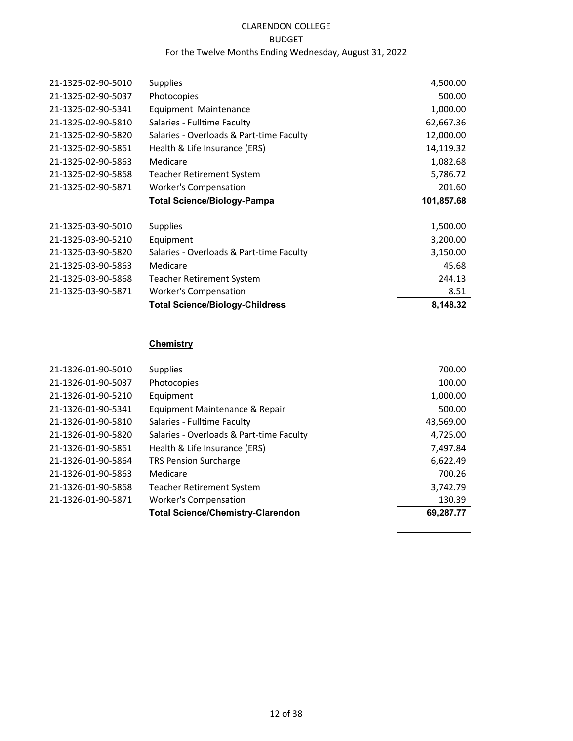CLARENDON COLLEGE
BUDGET
For the Twelve Months Ending Wednesday, August 31, 2022

| Account | Description | Amount |
|---|---|---|
| 21-1325-02-90-5010 | Supplies | 4,500.00 |
| 21-1325-02-90-5037 | Photocopies | 500.00 |
| 21-1325-02-90-5341 | Equipment Maintenance | 1,000.00 |
| 21-1325-02-90-5810 | Salaries - Fulltime Faculty | 62,667.36 |
| 21-1325-02-90-5820 | Salaries - Overloads & Part-time Faculty | 12,000.00 |
| 21-1325-02-90-5861 | Health & Life Insurance (ERS) | 14,119.32 |
| 21-1325-02-90-5863 | Medicare | 1,082.68 |
| 21-1325-02-90-5868 | Teacher Retirement System | 5,786.72 |
| 21-1325-02-90-5871 | Worker's Compensation | 201.60 |
| | **Total Science/Biology-Pampa** | **101,857.68** |

| Account | Description | Amount |
|---|---|---|
| 21-1325-03-90-5010 | Supplies | 1,500.00 |
| 21-1325-03-90-5210 | Equipment | 3,200.00 |
| 21-1325-03-90-5820 | Salaries - Overloads & Part-time Faculty | 3,150.00 |
| 21-1325-03-90-5863 | Medicare | 45.68 |
| 21-1325-03-90-5868 | Teacher Retirement System | 244.13 |
| 21-1325-03-90-5871 | Worker's Compensation | 8.51 |
| | **Total Science/Biology-Childress** | **8,148.32** |

**Chemistry**

| Account | Description | Amount |
|---|---|---|
| 21-1326-01-90-5010 | Supplies | 700.00 |
| 21-1326-01-90-5037 | Photocopies | 100.00 |
| 21-1326-01-90-5210 | Equipment | 1,000.00 |
| 21-1326-01-90-5341 | Equipment Maintenance & Repair | 500.00 |
| 21-1326-01-90-5810 | Salaries - Fulltime Faculty | 43,569.00 |
| 21-1326-01-90-5820 | Salaries - Overloads & Part-time Faculty | 4,725.00 |
| 21-1326-01-90-5861 | Health & Life Insurance (ERS) | 7,497.84 |
| 21-1326-01-90-5864 | TRS Pension Surcharge | 6,622.49 |
| 21-1326-01-90-5863 | Medicare | 700.26 |
| 21-1326-01-90-5868 | Teacher Retirement System | 3,742.79 |
| 21-1326-01-90-5871 | Worker's Compensation | 130.39 |
| | **Total Science/Chemistry-Clarendon** | **69,287.77** |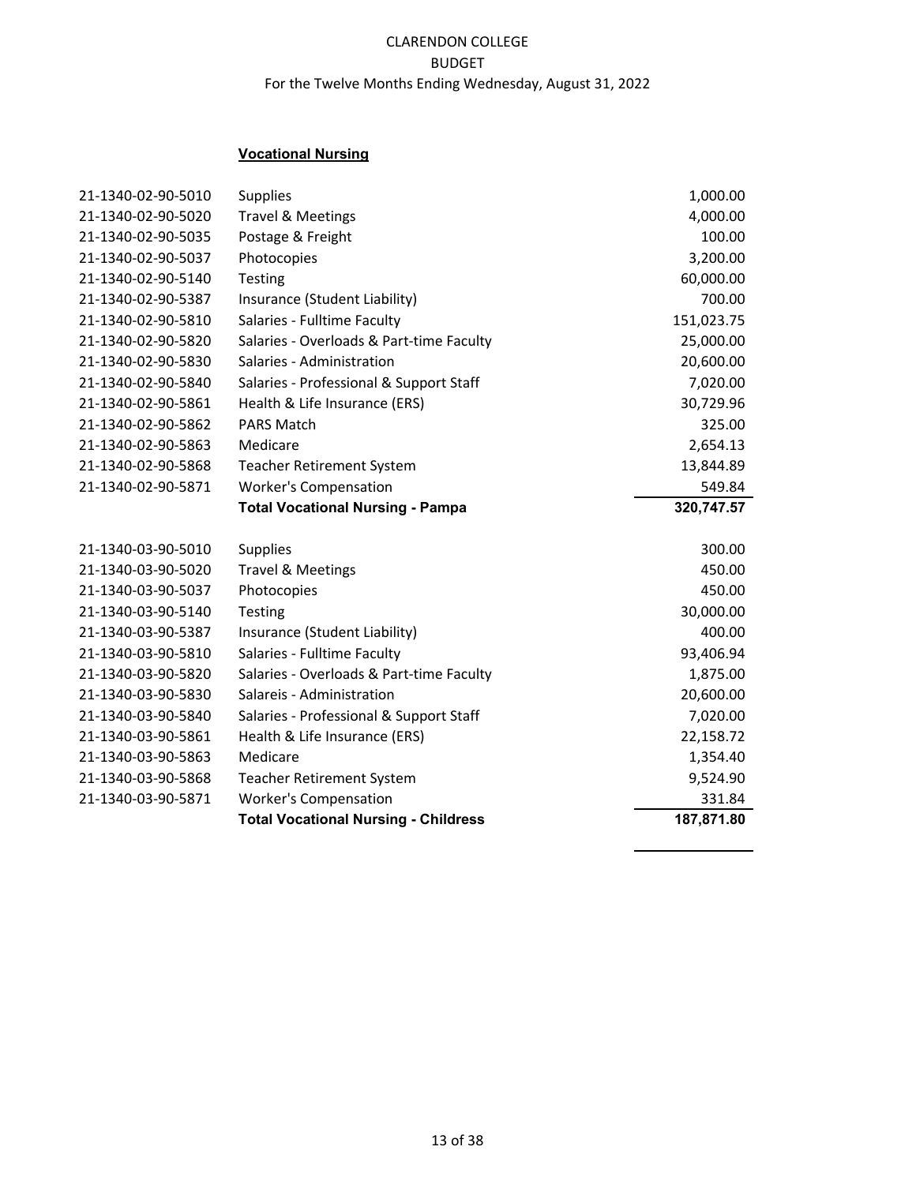CLARENDON COLLEGE
BUDGET
For the Twelve Months Ending Wednesday, August 31, 2022

**Vocational Nursing**

| Account | Description | Amount |
|---|---|---|
| 21-1340-02-90-5010 | Supplies | 1,000.00 |
| 21-1340-02-90-5020 | Travel & Meetings | 4,000.00 |
| 21-1340-02-90-5035 | Postage & Freight | 100.00 |
| 21-1340-02-90-5037 | Photocopies | 3,200.00 |
| 21-1340-02-90-5140 | Testing | 60,000.00 |
| 21-1340-02-90-5387 | Insurance (Student Liability) | 700.00 |
| 21-1340-02-90-5810 | Salaries - Fulltime Faculty | 151,023.75 |
| 21-1340-02-90-5820 | Salaries - Overloads & Part-time Faculty | 25,000.00 |
| 21-1340-02-90-5830 | Salaries - Administration | 20,600.00 |
| 21-1340-02-90-5840 | Salaries - Professional & Support Staff | 7,020.00 |
| 21-1340-02-90-5861 | Health & Life Insurance (ERS) | 30,729.96 |
| 21-1340-02-90-5862 | PARS Match | 325.00 |
| 21-1340-02-90-5863 | Medicare | 2,654.13 |
| 21-1340-02-90-5868 | Teacher Retirement System | 13,844.89 |
| 21-1340-02-90-5871 | Worker's Compensation | 549.84 |
| | **Total Vocational Nursing - Pampa** | **320,747.57** |
| | | |
| 21-1340-03-90-5010 | Supplies | 300.00 |
| 21-1340-03-90-5020 | Travel & Meetings | 450.00 |
| 21-1340-03-90-5037 | Photocopies | 450.00 |
| 21-1340-03-90-5140 | Testing | 30,000.00 |
| 21-1340-03-90-5387 | Insurance (Student Liability) | 400.00 |
| 21-1340-03-90-5810 | Salaries - Fulltime Faculty | 93,406.94 |
| 21-1340-03-90-5820 | Salaries - Overloads & Part-time Faculty | 1,875.00 |
| 21-1340-03-90-5830 | Salareis - Administration | 20,600.00 |
| 21-1340-03-90-5840 | Salaries - Professional & Support Staff | 7,020.00 |
| 21-1340-03-90-5861 | Health & Life Insurance (ERS) | 22,158.72 |
| 21-1340-03-90-5863 | Medicare | 1,354.40 |
| 21-1340-03-90-5868 | Teacher Retirement System | 9,524.90 |
| 21-1340-03-90-5871 | Worker's Compensation | 331.84 |
| | **Total Vocational Nursing - Childress** | **187,871.80** |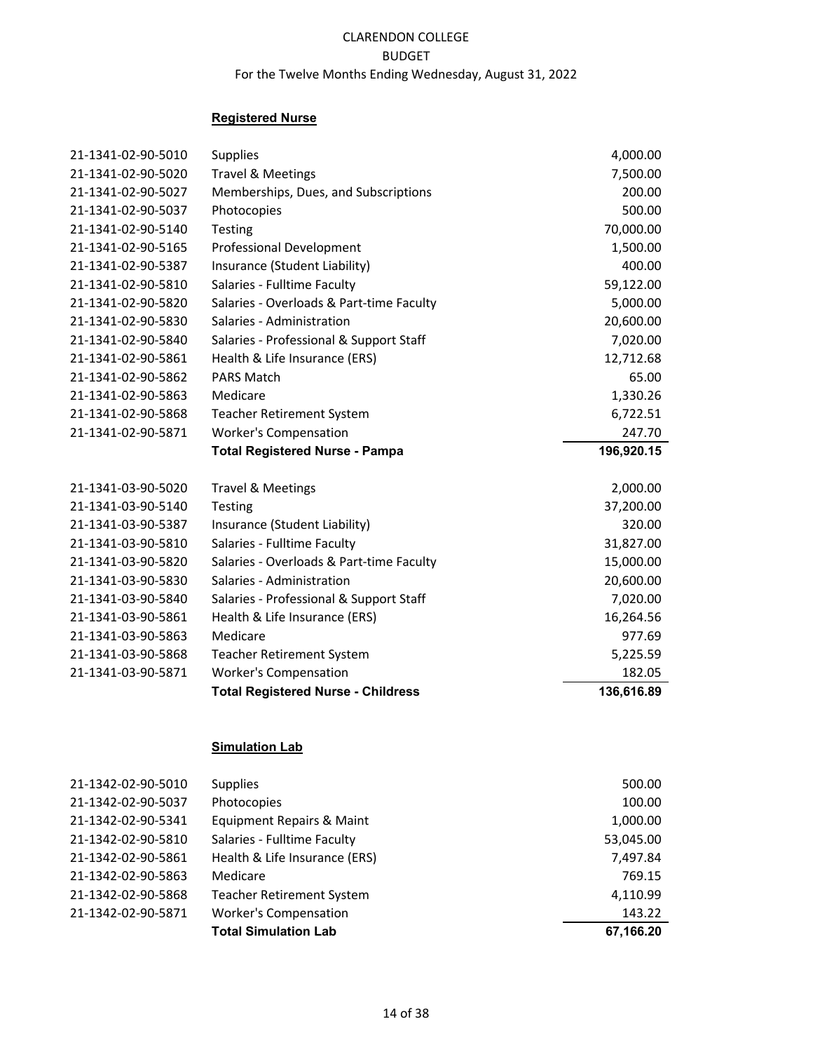CLARENDON COLLEGE
BUDGET
For the Twelve Months Ending Wednesday, August 31, 2022

**Registered Nurse**

| Account | Description | Amount |
|---|---|---|
| 21-1341-02-90-5010 | Supplies | 4,000.00 |
| 21-1341-02-90-5020 | Travel & Meetings | 7,500.00 |
| 21-1341-02-90-5027 | Memberships, Dues, and Subscriptions | 200.00 |
| 21-1341-02-90-5037 | Photocopies | 500.00 |
| 21-1341-02-90-5140 | Testing | 70,000.00 |
| 21-1341-02-90-5165 | Professional Development | 1,500.00 |
| 21-1341-02-90-5387 | Insurance (Student Liability) | 400.00 |
| 21-1341-02-90-5810 | Salaries - Fulltime Faculty | 59,122.00 |
| 21-1341-02-90-5820 | Salaries - Overloads & Part-time Faculty | 5,000.00 |
| 21-1341-02-90-5830 | Salaries - Administration | 20,600.00 |
| 21-1341-02-90-5840 | Salaries - Professional & Support Staff | 7,020.00 |
| 21-1341-02-90-5861 | Health & Life Insurance (ERS) | 12,712.68 |
| 21-1341-02-90-5862 | PARS Match | 65.00 |
| 21-1341-02-90-5863 | Medicare | 1,330.26 |
| 21-1341-02-90-5868 | Teacher Retirement System | 6,722.51 |
| 21-1341-02-90-5871 | Worker's Compensation | 247.70 |
| | **Total Registered Nurse - Pampa** | **196,920.15** |
| 21-1341-03-90-5020 | Travel & Meetings | 2,000.00 |
| 21-1341-03-90-5140 | Testing | 37,200.00 |
| 21-1341-03-90-5387 | Insurance (Student Liability) | 320.00 |
| 21-1341-03-90-5810 | Salaries - Fulltime Faculty | 31,827.00 |
| 21-1341-03-90-5820 | Salaries - Overloads & Part-time Faculty | 15,000.00 |
| 21-1341-03-90-5830 | Salaries - Administration | 20,600.00 |
| 21-1341-03-90-5840 | Salaries - Professional & Support Staff | 7,020.00 |
| 21-1341-03-90-5861 | Health & Life Insurance (ERS) | 16,264.56 |
| 21-1341-03-90-5863 | Medicare | 977.69 |
| 21-1341-03-90-5868 | Teacher Retirement System | 5,225.59 |
| 21-1341-03-90-5871 | Worker's Compensation | 182.05 |
| | **Total Registered Nurse - Childress** | **136,616.89** |

**Simulation Lab**

| Account | Description | Amount |
|---|---|---|
| 21-1342-02-90-5010 | Supplies | 500.00 |
| 21-1342-02-90-5037 | Photocopies | 100.00 |
| 21-1342-02-90-5341 | Equipment Repairs & Maint | 1,000.00 |
| 21-1342-02-90-5810 | Salaries - Fulltime Faculty | 53,045.00 |
| 21-1342-02-90-5861 | Health & Life Insurance (ERS) | 7,497.84 |
| 21-1342-02-90-5863 | Medicare | 769.15 |
| 21-1342-02-90-5868 | Teacher Retirement System | 4,110.99 |
| 21-1342-02-90-5871 | Worker's Compensation | 143.22 |
| | **Total Simulation Lab** | **67,166.20** |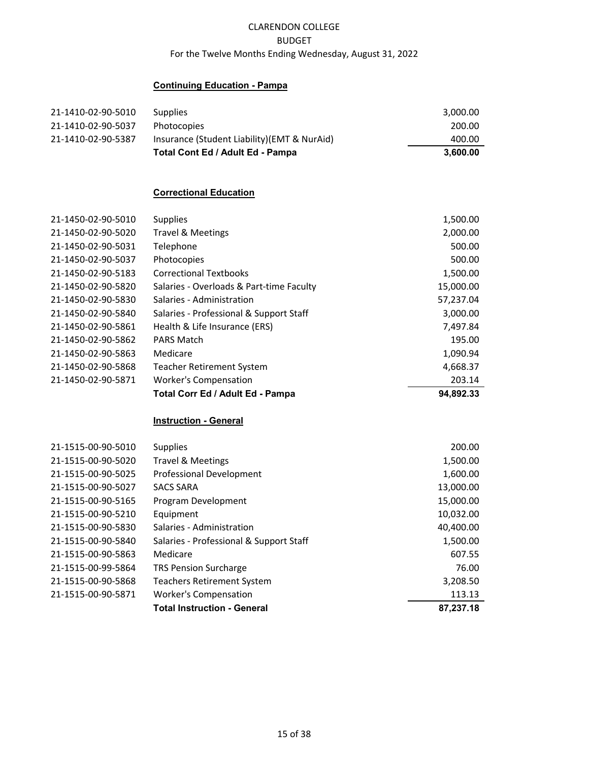CLARENDON COLLEGE
BUDGET
For the Twelve Months Ending Wednesday, August 31, 2022

## Continuing Education - Pampa

| Account | Description | Amount |
|---|---|---|
| 21-1410-02-90-5010 | Supplies | 3,000.00 |
| 21-1410-02-90-5037 | Photocopies | 200.00 |
| 21-1410-02-90-5387 | Insurance (Student Liability)(EMT & NurAid) | 400.00 |
| | **Total Cont Ed / Adult Ed - Pampa** | **3,600.00** |

## Correctional Education

| Account | Description | Amount |
|---|---|---|
| 21-1450-02-90-5010 | Supplies | 1,500.00 |
| 21-1450-02-90-5020 | Travel & Meetings | 2,000.00 |
| 21-1450-02-90-5031 | Telephone | 500.00 |
| 21-1450-02-90-5037 | Photocopies | 500.00 |
| 21-1450-02-90-5183 | Correctional Textbooks | 1,500.00 |
| 21-1450-02-90-5820 | Salaries - Overloads & Part-time Faculty | 15,000.00 |
| 21-1450-02-90-5830 | Salaries - Administration | 57,237.04 |
| 21-1450-02-90-5840 | Salaries - Professional & Support Staff | 3,000.00 |
| 21-1450-02-90-5861 | Health & Life Insurance (ERS) | 7,497.84 |
| 21-1450-02-90-5862 | PARS Match | 195.00 |
| 21-1450-02-90-5863 | Medicare | 1,090.94 |
| 21-1450-02-90-5868 | Teacher Retirement System | 4,668.37 |
| 21-1450-02-90-5871 | Worker's Compensation | 203.14 |
| | **Total Corr Ed / Adult Ed - Pampa** | **94,892.33** |

## Instruction - General

| Account | Description | Amount |
|---|---|---|
| 21-1515-00-90-5010 | Supplies | 200.00 |
| 21-1515-00-90-5020 | Travel & Meetings | 1,500.00 |
| 21-1515-00-90-5025 | Professional Development | 1,600.00 |
| 21-1515-00-90-5027 | SACS SARA | 13,000.00 |
| 21-1515-00-90-5165 | Program Development | 15,000.00 |
| 21-1515-00-90-5210 | Equipment | 10,032.00 |
| 21-1515-00-90-5830 | Salaries - Administration | 40,400.00 |
| 21-1515-00-90-5840 | Salaries - Professional & Support Staff | 1,500.00 |
| 21-1515-00-90-5863 | Medicare | 607.55 |
| 21-1515-00-99-5864 | TRS Pension Surcharge | 76.00 |
| 21-1515-00-90-5868 | Teachers Retirement System | 3,208.50 |
| 21-1515-00-90-5871 | Worker's Compensation | 113.13 |
| | **Total Instruction - General** | **87,237.18** |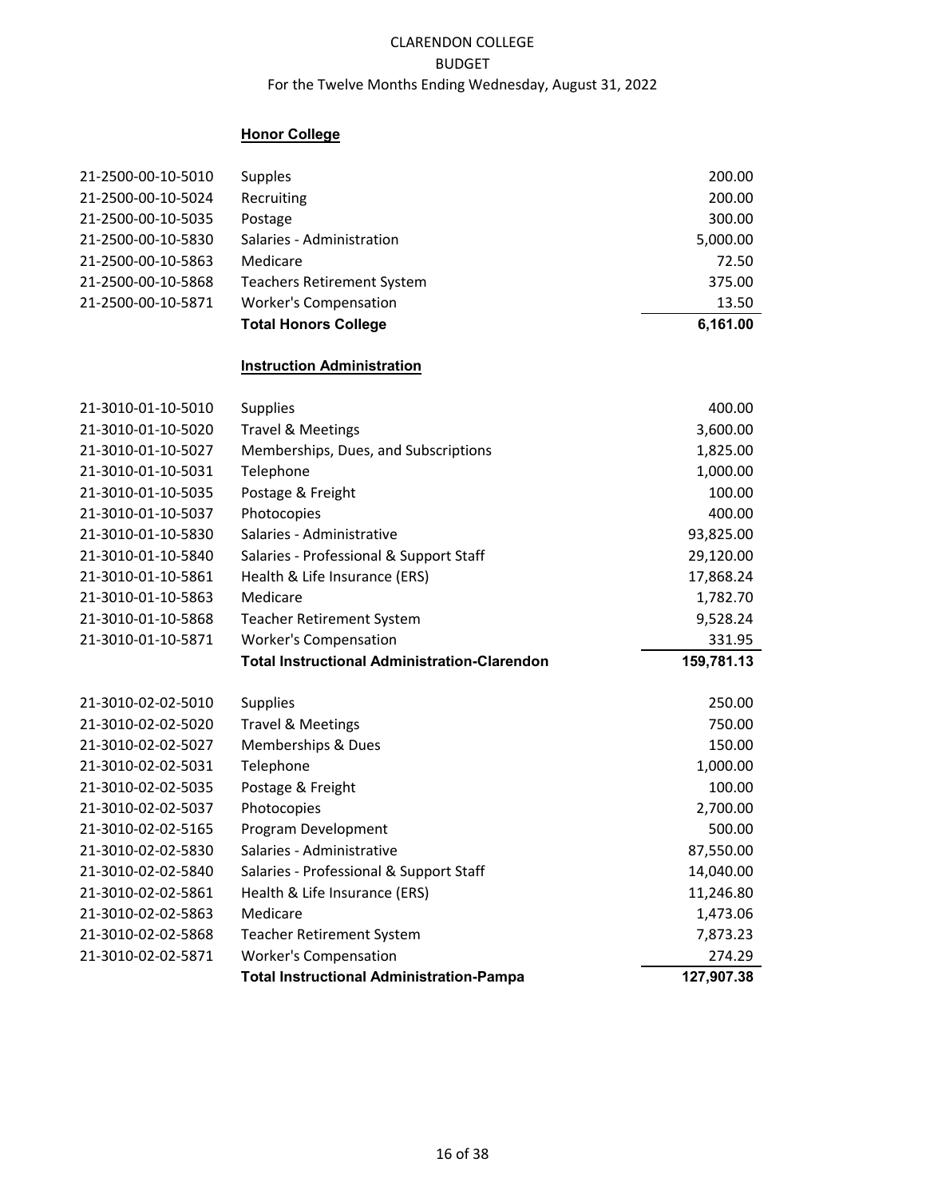CLARENDON COLLEGE
BUDGET
For the Twelve Months Ending Wednesday, August 31, 2022

## Honor College

| Account | Description | Amount |
|---|---|---|
| 21-2500-00-10-5010 | Supples | 200.00 |
| 21-2500-00-10-5024 | Recruiting | 200.00 |
| 21-2500-00-10-5035 | Postage | 300.00 |
| 21-2500-00-10-5830 | Salaries - Administration | 5,000.00 |
| 21-2500-00-10-5863 | Medicare | 72.50 |
| 21-2500-00-10-5868 | Teachers Retirement System | 375.00 |
| 21-2500-00-10-5871 | Worker's Compensation | 13.50 |
| | **Total Honors College** | **6,161.00** |

## Instruction Administration

| Account | Description | Amount |
|---|---|---|
| 21-3010-01-10-5010 | Supplies | 400.00 |
| 21-3010-01-10-5020 | Travel & Meetings | 3,600.00 |
| 21-3010-01-10-5027 | Memberships, Dues, and Subscriptions | 1,825.00 |
| 21-3010-01-10-5031 | Telephone | 1,000.00 |
| 21-3010-01-10-5035 | Postage & Freight | 100.00 |
| 21-3010-01-10-5037 | Photocopies | 400.00 |
| 21-3010-01-10-5830 | Salaries - Administrative | 93,825.00 |
| 21-3010-01-10-5840 | Salaries - Professional & Support Staff | 29,120.00 |
| 21-3010-01-10-5861 | Health & Life Insurance (ERS) | 17,868.24 |
| 21-3010-01-10-5863 | Medicare | 1,782.70 |
| 21-3010-01-10-5868 | Teacher Retirement System | 9,528.24 |
| 21-3010-01-10-5871 | Worker's Compensation | 331.95 |
| | **Total Instructional Administration-Clarendon** | **159,781.13** |

| Account | Description | Amount |
|---|---|---|
| 21-3010-02-02-5010 | Supplies | 250.00 |
| 21-3010-02-02-5020 | Travel & Meetings | 750.00 |
| 21-3010-02-02-5027 | Memberships & Dues | 150.00 |
| 21-3010-02-02-5031 | Telephone | 1,000.00 |
| 21-3010-02-02-5035 | Postage & Freight | 100.00 |
| 21-3010-02-02-5037 | Photocopies | 2,700.00 |
| 21-3010-02-02-5165 | Program Development | 500.00 |
| 21-3010-02-02-5830 | Salaries - Administrative | 87,550.00 |
| 21-3010-02-02-5840 | Salaries - Professional & Support Staff | 14,040.00 |
| 21-3010-02-02-5861 | Health & Life Insurance (ERS) | 11,246.80 |
| 21-3010-02-02-5863 | Medicare | 1,473.06 |
| 21-3010-02-02-5868 | Teacher Retirement System | 7,873.23 |
| 21-3010-02-02-5871 | Worker's Compensation | 274.29 |
| | **Total Instructional Administration-Pampa** | **127,907.38** |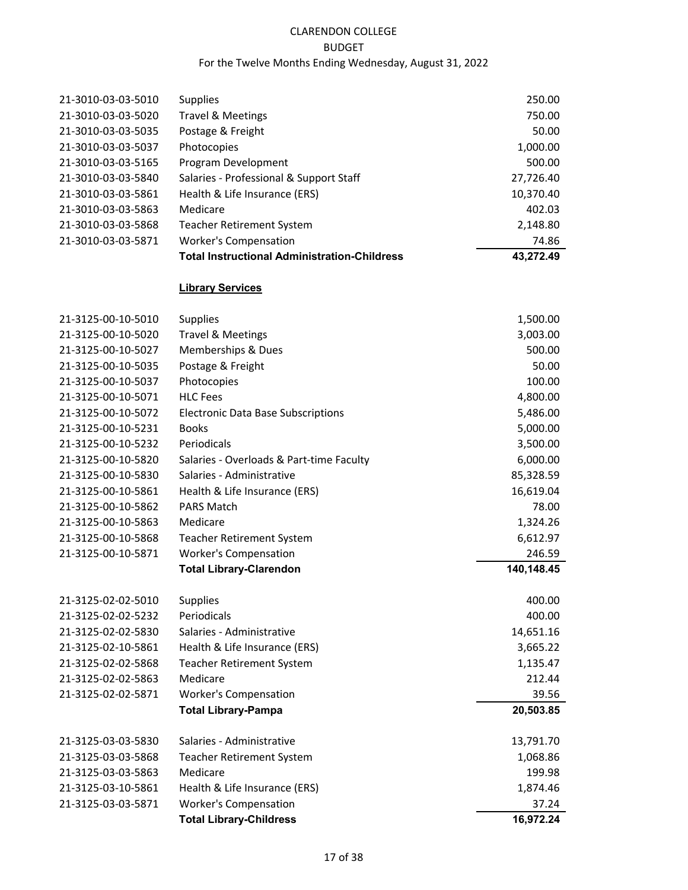CLARENDON COLLEGE
BUDGET
For the Twelve Months Ending Wednesday, August 31, 2022

| | | |
|---|---|---|
| 21-3010-03-03-5010 | Supplies | 250.00 |
| 21-3010-03-03-5020 | Travel & Meetings | 750.00 |
| 21-3010-03-03-5035 | Postage & Freight | 50.00 |
| 21-3010-03-03-5037 | Photocopies | 1,000.00 |
| 21-3010-03-03-5165 | Program Development | 500.00 |
| 21-3010-03-03-5840 | Salaries - Professional & Support Staff | 27,726.40 |
| 21-3010-03-03-5861 | Health & Life Insurance (ERS) | 10,370.40 |
| 21-3010-03-03-5863 | Medicare | 402.03 |
| 21-3010-03-03-5868 | Teacher Retirement System | 2,148.80 |
| 21-3010-03-03-5871 | Worker's Compensation | 74.86 |
| | **Total Instructional Administration-Childress** | **43,272.49** |

**Library Services**

| | | |
|---|---|---|
| 21-3125-00-10-5010 | Supplies | 1,500.00 |
| 21-3125-00-10-5020 | Travel & Meetings | 3,003.00 |
| 21-3125-00-10-5027 | Memberships & Dues | 500.00 |
| 21-3125-00-10-5035 | Postage & Freight | 50.00 |
| 21-3125-00-10-5037 | Photocopies | 100.00 |
| 21-3125-00-10-5071 | HLC Fees | 4,800.00 |
| 21-3125-00-10-5072 | Electronic Data Base Subscriptions | 5,486.00 |
| 21-3125-00-10-5231 | Books | 5,000.00 |
| 21-3125-00-10-5232 | Periodicals | 3,500.00 |
| 21-3125-00-10-5820 | Salaries - Overloads & Part-time Faculty | 6,000.00 |
| 21-3125-00-10-5830 | Salaries - Administrative | 85,328.59 |
| 21-3125-00-10-5861 | Health & Life Insurance (ERS) | 16,619.04 |
| 21-3125-00-10-5862 | PARS Match | 78.00 |
| 21-3125-00-10-5863 | Medicare | 1,324.26 |
| 21-3125-00-10-5868 | Teacher Retirement System | 6,612.97 |
| 21-3125-00-10-5871 | Worker's Compensation | 246.59 |
| | **Total Library-Clarendon** | **140,148.45** |
| | | |
| 21-3125-02-02-5010 | Supplies | 400.00 |
| 21-3125-02-02-5232 | Periodicals | 400.00 |
| 21-3125-02-02-5830 | Salaries - Administrative | 14,651.16 |
| 21-3125-02-10-5861 | Health & Life Insurance (ERS) | 3,665.22 |
| 21-3125-02-02-5868 | Teacher Retirement System | 1,135.47 |
| 21-3125-02-02-5863 | Medicare | 212.44 |
| 21-3125-02-02-5871 | Worker's Compensation | 39.56 |
| | **Total Library-Pampa** | **20,503.85** |
| | | |
| 21-3125-03-03-5830 | Salaries - Administrative | 13,791.70 |
| 21-3125-03-03-5868 | Teacher Retirement System | 1,068.86 |
| 21-3125-03-03-5863 | Medicare | 199.98 |
| 21-3125-03-10-5861 | Health & Life Insurance (ERS) | 1,874.46 |
| 21-3125-03-03-5871 | Worker's Compensation | 37.24 |
| | **Total Library-Childress** | **16,972.24** |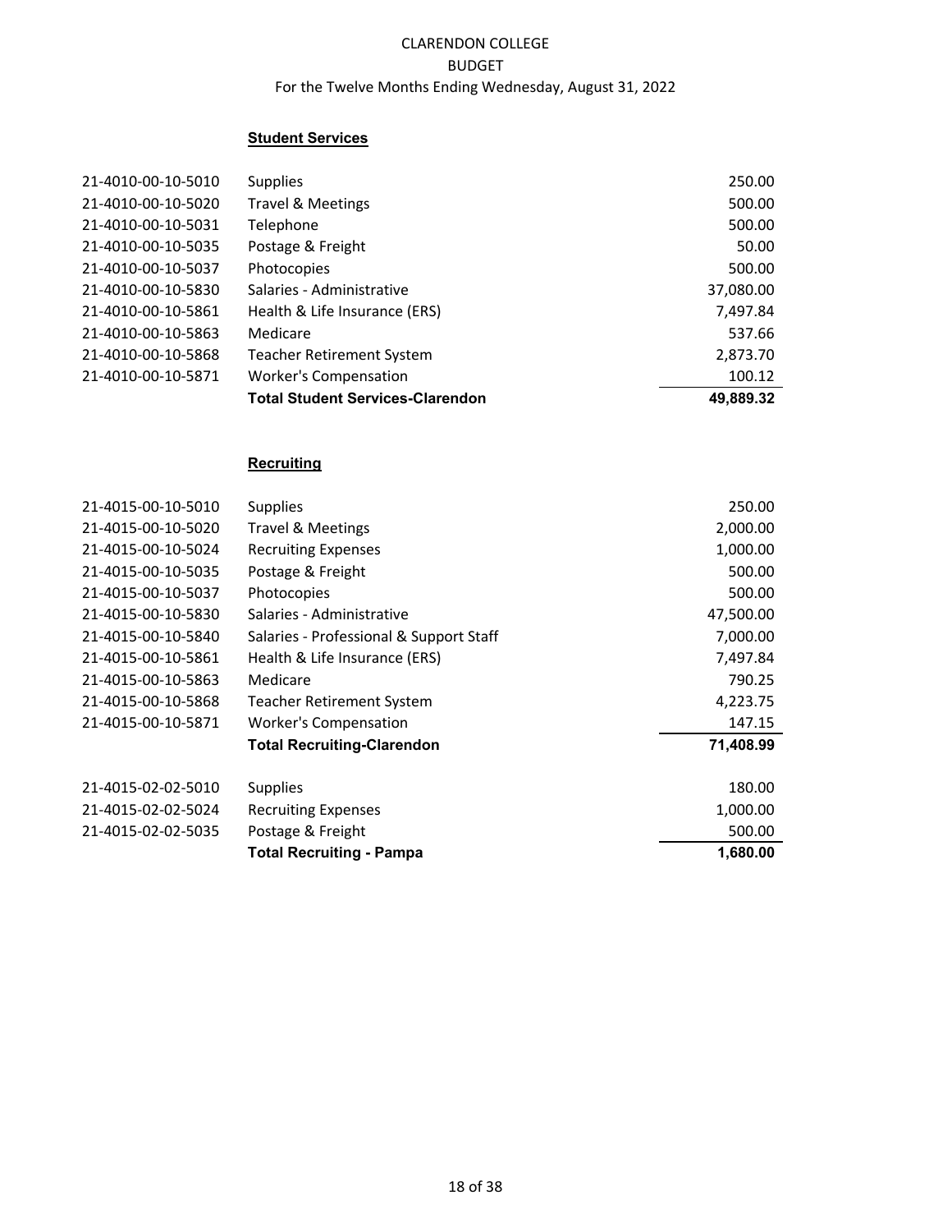CLARENDON COLLEGE
BUDGET
For the Twelve Months Ending Wednesday, August 31, 2022

## Student Services

| Account | Description | Amount |
|---|---|---|
| 21-4010-00-10-5010 | Supplies | 250.00 |
| 21-4010-00-10-5020 | Travel & Meetings | 500.00 |
| 21-4010-00-10-5031 | Telephone | 500.00 |
| 21-4010-00-10-5035 | Postage & Freight | 50.00 |
| 21-4010-00-10-5037 | Photocopies | 500.00 |
| 21-4010-00-10-5830 | Salaries - Administrative | 37,080.00 |
| 21-4010-00-10-5861 | Health & Life Insurance (ERS) | 7,497.84 |
| 21-4010-00-10-5863 | Medicare | 537.66 |
| 21-4010-00-10-5868 | Teacher Retirement System | 2,873.70 |
| 21-4010-00-10-5871 | Worker's Compensation | 100.12 |
| | **Total Student Services-Clarendon** | **49,889.32** |

## Recruiting

| Account | Description | Amount |
|---|---|---|
| 21-4015-00-10-5010 | Supplies | 250.00 |
| 21-4015-00-10-5020 | Travel & Meetings | 2,000.00 |
| 21-4015-00-10-5024 | Recruiting Expenses | 1,000.00 |
| 21-4015-00-10-5035 | Postage & Freight | 500.00 |
| 21-4015-00-10-5037 | Photocopies | 500.00 |
| 21-4015-00-10-5830 | Salaries - Administrative | 47,500.00 |
| 21-4015-00-10-5840 | Salaries - Professional & Support Staff | 7,000.00 |
| 21-4015-00-10-5861 | Health & Life Insurance (ERS) | 7,497.84 |
| 21-4015-00-10-5863 | Medicare | 790.25 |
| 21-4015-00-10-5868 | Teacher Retirement System | 4,223.75 |
| 21-4015-00-10-5871 | Worker's Compensation | 147.15 |
| | **Total Recruiting-Clarendon** | **71,408.99** |
| | | |
| 21-4015-02-02-5010 | Supplies | 180.00 |
| 21-4015-02-02-5024 | Recruiting Expenses | 1,000.00 |
| 21-4015-02-02-5035 | Postage & Freight | 500.00 |
| | **Total Recruiting - Pampa** | **1,680.00** |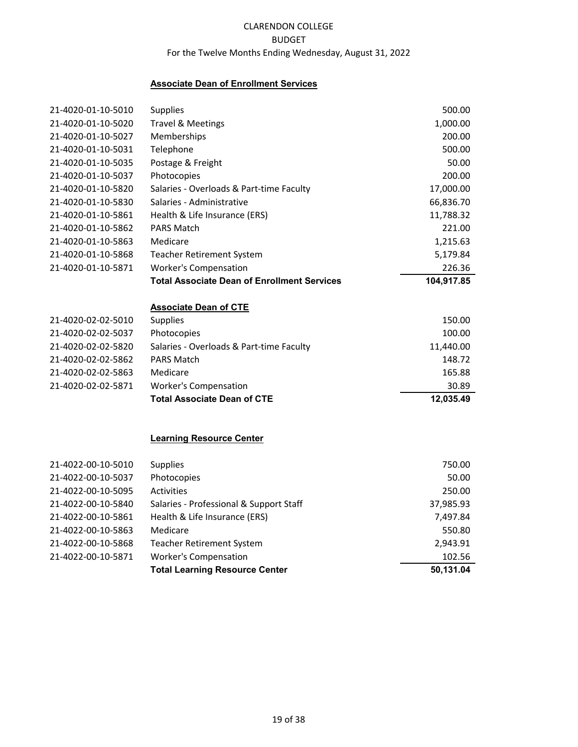CLARENDON COLLEGE
BUDGET
For the Twelve Months Ending Wednesday, August 31, 2022

### Associate Dean of Enrollment Services

| Account | Description | Amount |
|---|---|---|
| 21-4020-01-10-5010 | Supplies | 500.00 |
| 21-4020-01-10-5020 | Travel & Meetings | 1,000.00 |
| 21-4020-01-10-5027 | Memberships | 200.00 |
| 21-4020-01-10-5031 | Telephone | 500.00 |
| 21-4020-01-10-5035 | Postage & Freight | 50.00 |
| 21-4020-01-10-5037 | Photocopies | 200.00 |
| 21-4020-01-10-5820 | Salaries - Overloads & Part-time Faculty | 17,000.00 |
| 21-4020-01-10-5830 | Salaries - Administrative | 66,836.70 |
| 21-4020-01-10-5861 | Health & Life Insurance (ERS) | 11,788.32 |
| 21-4020-01-10-5862 | PARS Match | 221.00 |
| 21-4020-01-10-5863 | Medicare | 1,215.63 |
| 21-4020-01-10-5868 | Teacher Retirement System | 5,179.84 |
| 21-4020-01-10-5871 | Worker's Compensation | 226.36 |
| | **Total Associate Dean of Enrollment Services** | **104,917.85** |

### Associate Dean of CTE

| Account | Description | Amount |
|---|---|---|
| 21-4020-02-02-5010 | Supplies | 150.00 |
| 21-4020-02-02-5037 | Photocopies | 100.00 |
| 21-4020-02-02-5820 | Salaries - Overloads & Part-time Faculty | 11,440.00 |
| 21-4020-02-02-5862 | PARS Match | 148.72 |
| 21-4020-02-02-5863 | Medicare | 165.88 |
| 21-4020-02-02-5871 | Worker's Compensation | 30.89 |
| | **Total Associate Dean of CTE** | **12,035.49** |

### Learning Resource Center

| Account | Description | Amount |
|---|---|---|
| 21-4022-00-10-5010 | Supplies | 750.00 |
| 21-4022-00-10-5037 | Photocopies | 50.00 |
| 21-4022-00-10-5095 | Activities | 250.00 |
| 21-4022-00-10-5840 | Salaries - Professional & Support Staff | 37,985.93 |
| 21-4022-00-10-5861 | Health & Life Insurance (ERS) | 7,497.84 |
| 21-4022-00-10-5863 | Medicare | 550.80 |
| 21-4022-00-10-5868 | Teacher Retirement System | 2,943.91 |
| 21-4022-00-10-5871 | Worker's Compensation | 102.56 |
| | **Total Learning Resource Center** | **50,131.04** |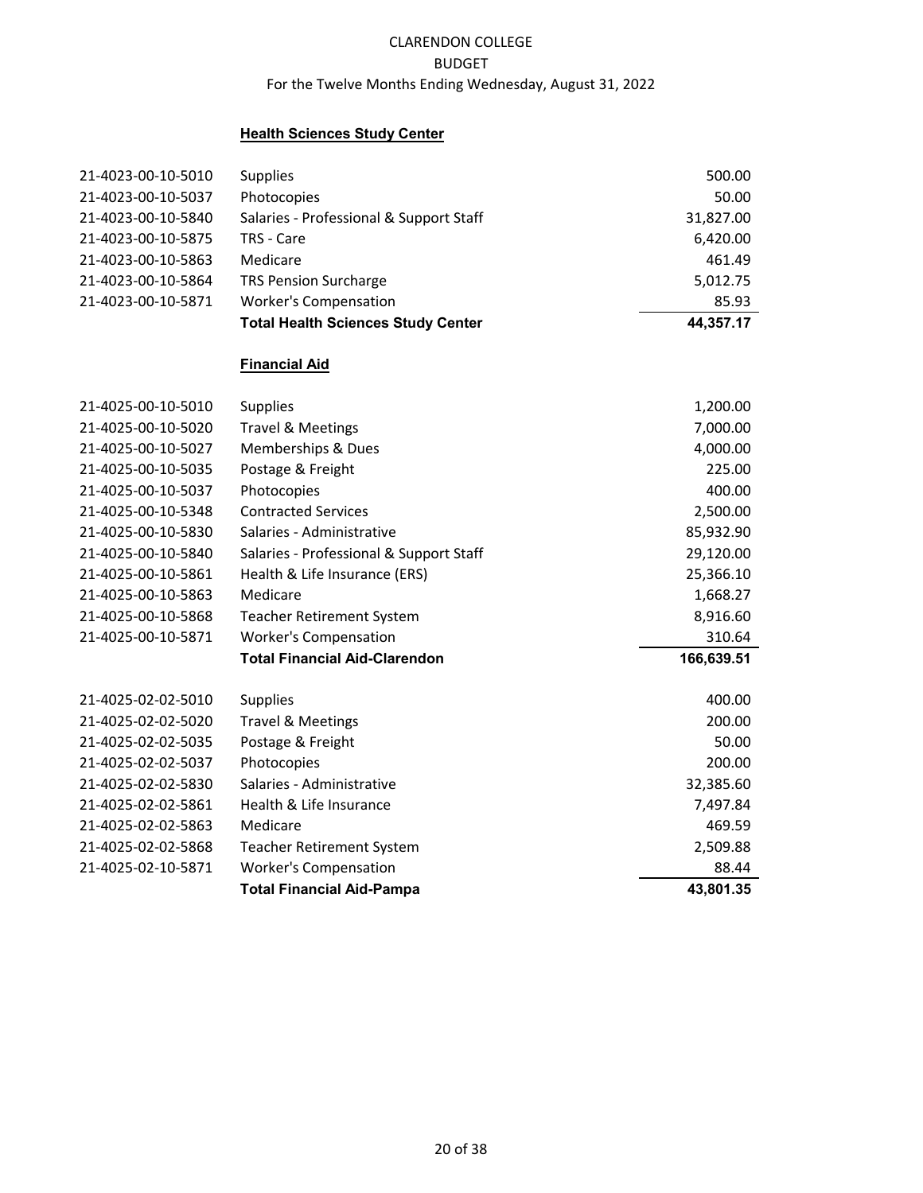CLARENDON COLLEGE
BUDGET
For the Twelve Months Ending Wednesday, August 31, 2022

**Health Sciences Study Center**

| Account | Description | Amount |
|---|---|---|
| 21-4023-00-10-5010 | Supplies | 500.00 |
| 21-4023-00-10-5037 | Photocopies | 50.00 |
| 21-4023-00-10-5840 | Salaries - Professional & Support Staff | 31,827.00 |
| 21-4023-00-10-5875 | TRS - Care | 6,420.00 |
| 21-4023-00-10-5863 | Medicare | 461.49 |
| 21-4023-00-10-5864 | TRS Pension Surcharge | 5,012.75 |
| 21-4023-00-10-5871 | Worker's Compensation | 85.93 |
| | **Total Health Sciences Study Center** | **44,357.17** |

**Financial Aid**

| Account | Description | Amount |
|---|---|---|
| 21-4025-00-10-5010 | Supplies | 1,200.00 |
| 21-4025-00-10-5020 | Travel & Meetings | 7,000.00 |
| 21-4025-00-10-5027 | Memberships & Dues | 4,000.00 |
| 21-4025-00-10-5035 | Postage & Freight | 225.00 |
| 21-4025-00-10-5037 | Photocopies | 400.00 |
| 21-4025-00-10-5348 | Contracted Services | 2,500.00 |
| 21-4025-00-10-5830 | Salaries - Administrative | 85,932.90 |
| 21-4025-00-10-5840 | Salaries - Professional & Support Staff | 29,120.00 |
| 21-4025-00-10-5861 | Health & Life Insurance (ERS) | 25,366.10 |
| 21-4025-00-10-5863 | Medicare | 1,668.27 |
| 21-4025-00-10-5868 | Teacher Retirement System | 8,916.60 |
| 21-4025-00-10-5871 | Worker's Compensation | 310.64 |
| | **Total Financial Aid-Clarendon** | **166,639.51** |

| Account | Description | Amount |
|---|---|---|
| 21-4025-02-02-5010 | Supplies | 400.00 |
| 21-4025-02-02-5020 | Travel & Meetings | 200.00 |
| 21-4025-02-02-5035 | Postage & Freight | 50.00 |
| 21-4025-02-02-5037 | Photocopies | 200.00 |
| 21-4025-02-02-5830 | Salaries - Administrative | 32,385.60 |
| 21-4025-02-02-5861 | Health & Life Insurance | 7,497.84 |
| 21-4025-02-02-5863 | Medicare | 469.59 |
| 21-4025-02-02-5868 | Teacher Retirement System | 2,509.88 |
| 21-4025-02-10-5871 | Worker's Compensation | 88.44 |
| | **Total Financial Aid-Pampa** | **43,801.35** |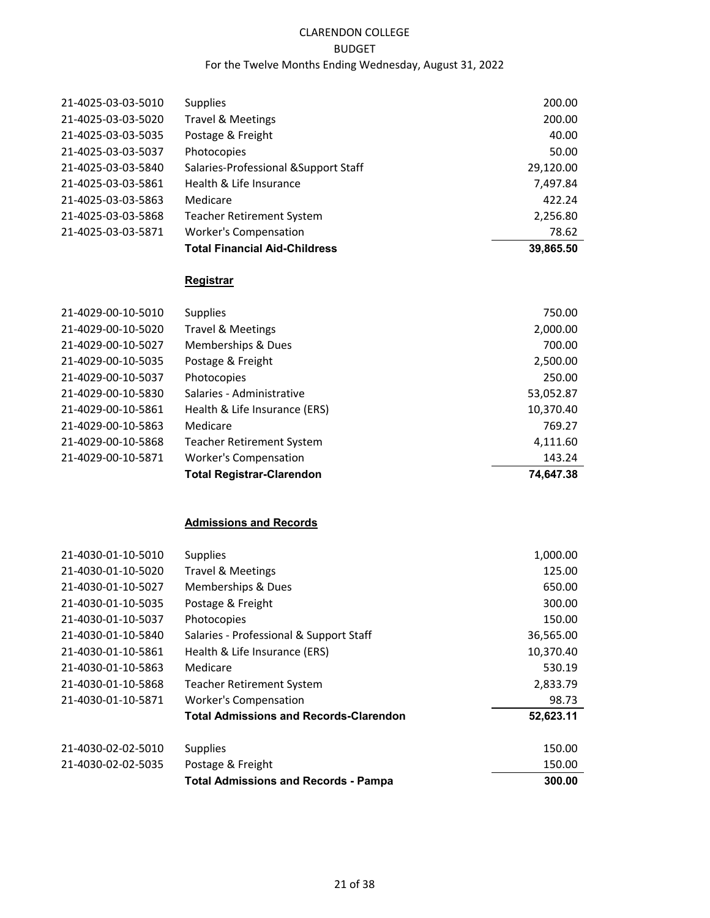CLARENDON COLLEGE
BUDGET
For the Twelve Months Ending Wednesday, August 31, 2022

| Account | Description | Amount |
|---|---|---|
| 21-4025-03-03-5010 | Supplies | 200.00 |
| 21-4025-03-03-5020 | Travel & Meetings | 200.00 |
| 21-4025-03-03-5035 | Postage & Freight | 40.00 |
| 21-4025-03-03-5037 | Photocopies | 50.00 |
| 21-4025-03-03-5840 | Salaries-Professional &Support Staff | 29,120.00 |
| 21-4025-03-03-5861 | Health & Life Insurance | 7,497.84 |
| 21-4025-03-03-5863 | Medicare | 422.24 |
| 21-4025-03-03-5868 | Teacher Retirement System | 2,256.80 |
| 21-4025-03-03-5871 | Worker's Compensation | 78.62 |
| | **Total Financial Aid-Childress** | **39,865.50** |

**Registrar**

| Account | Description | Amount |
|---|---|---|
| 21-4029-00-10-5010 | Supplies | 750.00 |
| 21-4029-00-10-5020 | Travel & Meetings | 2,000.00 |
| 21-4029-00-10-5027 | Memberships & Dues | 700.00 |
| 21-4029-00-10-5035 | Postage & Freight | 2,500.00 |
| 21-4029-00-10-5037 | Photocopies | 250.00 |
| 21-4029-00-10-5830 | Salaries - Administrative | 53,052.87 |
| 21-4029-00-10-5861 | Health & Life Insurance (ERS) | 10,370.40 |
| 21-4029-00-10-5863 | Medicare | 769.27 |
| 21-4029-00-10-5868 | Teacher Retirement System | 4,111.60 |
| 21-4029-00-10-5871 | Worker's Compensation | 143.24 |
| | **Total Registrar-Clarendon** | **74,647.38** |

**Admissions and Records**

| Account | Description | Amount |
|---|---|---|
| 21-4030-01-10-5010 | Supplies | 1,000.00 |
| 21-4030-01-10-5020 | Travel & Meetings | 125.00 |
| 21-4030-01-10-5027 | Memberships & Dues | 650.00 |
| 21-4030-01-10-5035 | Postage & Freight | 300.00 |
| 21-4030-01-10-5037 | Photocopies | 150.00 |
| 21-4030-01-10-5840 | Salaries - Professional & Support Staff | 36,565.00 |
| 21-4030-01-10-5861 | Health & Life Insurance (ERS) | 10,370.40 |
| 21-4030-01-10-5863 | Medicare | 530.19 |
| 21-4030-01-10-5868 | Teacher Retirement System | 2,833.79 |
| 21-4030-01-10-5871 | Worker's Compensation | 98.73 |
| | **Total Admissions and Records-Clarendon** | **52,623.11** |
| 21-4030-02-02-5010 | Supplies | 150.00 |
| 21-4030-02-02-5035 | Postage & Freight | 150.00 |
| | **Total Admissions and Records - Pampa** | **300.00** |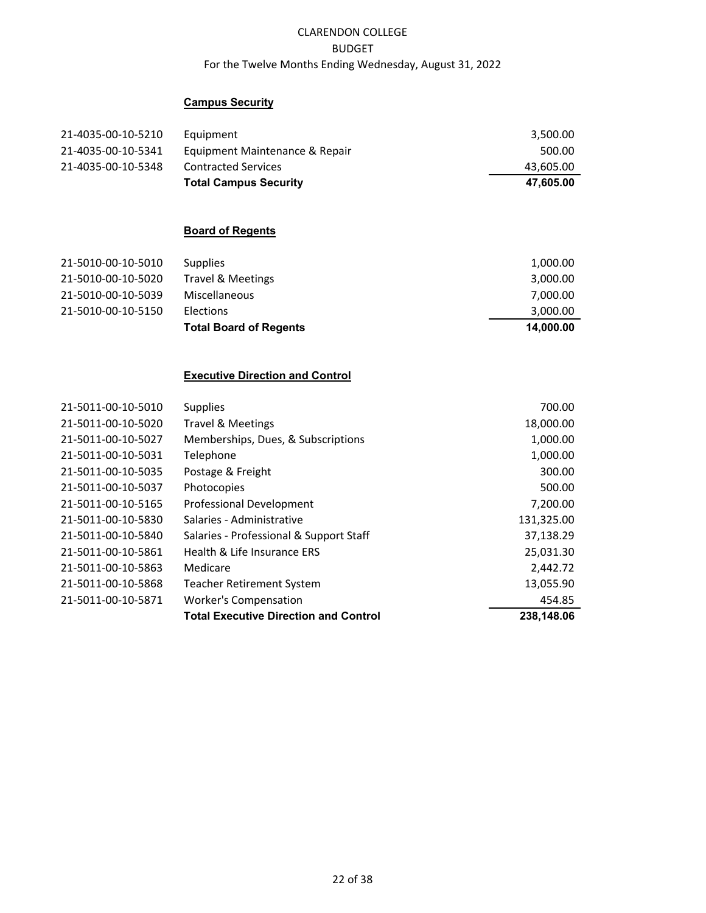CLARENDON COLLEGE

BUDGET

For the Twelve Months Ending Wednesday, August 31, 2022

**Campus Security**

| Account | Description | Amount |
|---|---|---|
| 21-4035-00-10-5210 | Equipment | 3,500.00 |
| 21-4035-00-10-5341 | Equipment Maintenance & Repair | 500.00 |
| 21-4035-00-10-5348 | Contracted Services | 43,605.00 |
| | **Total Campus Security** | **47,605.00** |

**Board of Regents**

| Account | Description | Amount |
|---|---|---|
| 21-5010-00-10-5010 | Supplies | 1,000.00 |
| 21-5010-00-10-5020 | Travel & Meetings | 3,000.00 |
| 21-5010-00-10-5039 | Miscellaneous | 7,000.00 |
| 21-5010-00-10-5150 | Elections | 3,000.00 |
| | **Total Board of Regents** | **14,000.00** |

**Executive Direction and Control**

| Account | Description | Amount |
|---|---|---|
| 21-5011-00-10-5010 | Supplies | 700.00 |
| 21-5011-00-10-5020 | Travel & Meetings | 18,000.00 |
| 21-5011-00-10-5027 | Memberships, Dues, & Subscriptions | 1,000.00 |
| 21-5011-00-10-5031 | Telephone | 1,000.00 |
| 21-5011-00-10-5035 | Postage & Freight | 300.00 |
| 21-5011-00-10-5037 | Photocopies | 500.00 |
| 21-5011-00-10-5165 | Professional Development | 7,200.00 |
| 21-5011-00-10-5830 | Salaries - Administrative | 131,325.00 |
| 21-5011-00-10-5840 | Salaries - Professional & Support Staff | 37,138.29 |
| 21-5011-00-10-5861 | Health & Life Insurance ERS | 25,031.30 |
| 21-5011-00-10-5863 | Medicare | 2,442.72 |
| 21-5011-00-10-5868 | Teacher Retirement System | 13,055.90 |
| 21-5011-00-10-5871 | Worker's Compensation | 454.85 |
| | **Total Executive Direction and Control** | **238,148.06** |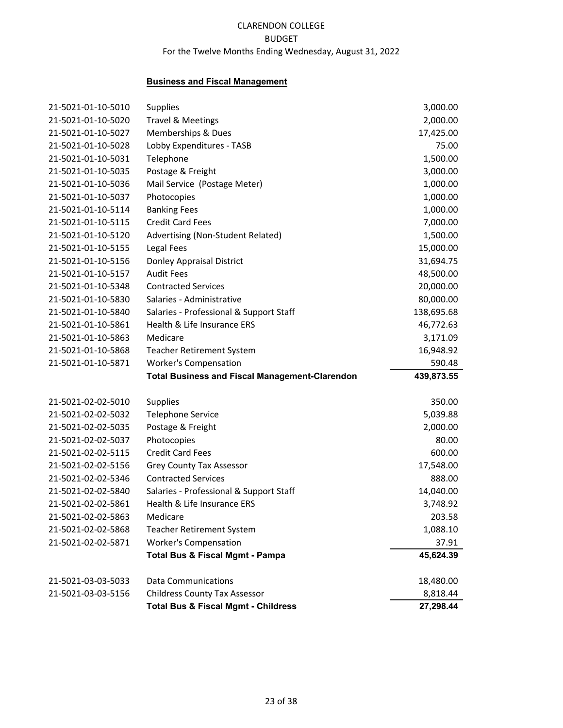CLARENDON COLLEGE
BUDGET
For the Twelve Months Ending Wednesday, August 31, 2022

**Business and Fiscal Management**

| Account | Description | Amount |
|---|---|---|
| 21-5021-01-10-5010 | Supplies | 3,000.00 |
| 21-5021-01-10-5020 | Travel & Meetings | 2,000.00 |
| 21-5021-01-10-5027 | Memberships & Dues | 17,425.00 |
| 21-5021-01-10-5028 | Lobby Expenditures - TASB | 75.00 |
| 21-5021-01-10-5031 | Telephone | 1,500.00 |
| 21-5021-01-10-5035 | Postage & Freight | 3,000.00 |
| 21-5021-01-10-5036 | Mail Service (Postage Meter) | 1,000.00 |
| 21-5021-01-10-5037 | Photocopies | 1,000.00 |
| 21-5021-01-10-5114 | Banking Fees | 1,000.00 |
| 21-5021-01-10-5115 | Credit Card Fees | 7,000.00 |
| 21-5021-01-10-5120 | Advertising (Non-Student Related) | 1,500.00 |
| 21-5021-01-10-5155 | Legal Fees | 15,000.00 |
| 21-5021-01-10-5156 | Donley Appraisal District | 31,694.75 |
| 21-5021-01-10-5157 | Audit Fees | 48,500.00 |
| 21-5021-01-10-5348 | Contracted Services | 20,000.00 |
| 21-5021-01-10-5830 | Salaries - Administrative | 80,000.00 |
| 21-5021-01-10-5840 | Salaries - Professional & Support Staff | 138,695.68 |
| 21-5021-01-10-5861 | Health & Life Insurance ERS | 46,772.63 |
| 21-5021-01-10-5863 | Medicare | 3,171.09 |
| 21-5021-01-10-5868 | Teacher Retirement System | 16,948.92 |
| 21-5021-01-10-5871 | Worker's Compensation | 590.48 |
| | **Total Business and Fiscal Management-Clarendon** | **439,873.55** |
| 21-5021-02-02-5010 | Supplies | 350.00 |
| 21-5021-02-02-5032 | Telephone Service | 5,039.88 |
| 21-5021-02-02-5035 | Postage & Freight | 2,000.00 |
| 21-5021-02-02-5037 | Photocopies | 80.00 |
| 21-5021-02-02-5115 | Credit Card Fees | 600.00 |
| 21-5021-02-02-5156 | Grey County Tax Assessor | 17,548.00 |
| 21-5021-02-02-5346 | Contracted Services | 888.00 |
| 21-5021-02-02-5840 | Salaries - Professional & Support Staff | 14,040.00 |
| 21-5021-02-02-5861 | Health & Life Insurance ERS | 3,748.92 |
| 21-5021-02-02-5863 | Medicare | 203.58 |
| 21-5021-02-02-5868 | Teacher Retirement System | 1,088.10 |
| 21-5021-02-02-5871 | Worker's Compensation | 37.91 |
| | **Total Bus & Fiscal Mgmt - Pampa** | **45,624.39** |
| 21-5021-03-03-5033 | Data Communications | 18,480.00 |
| 21-5021-03-03-5156 | Childress County Tax Assessor | 8,818.44 |
| | **Total Bus & Fiscal Mgmt - Childress** | **27,298.44** |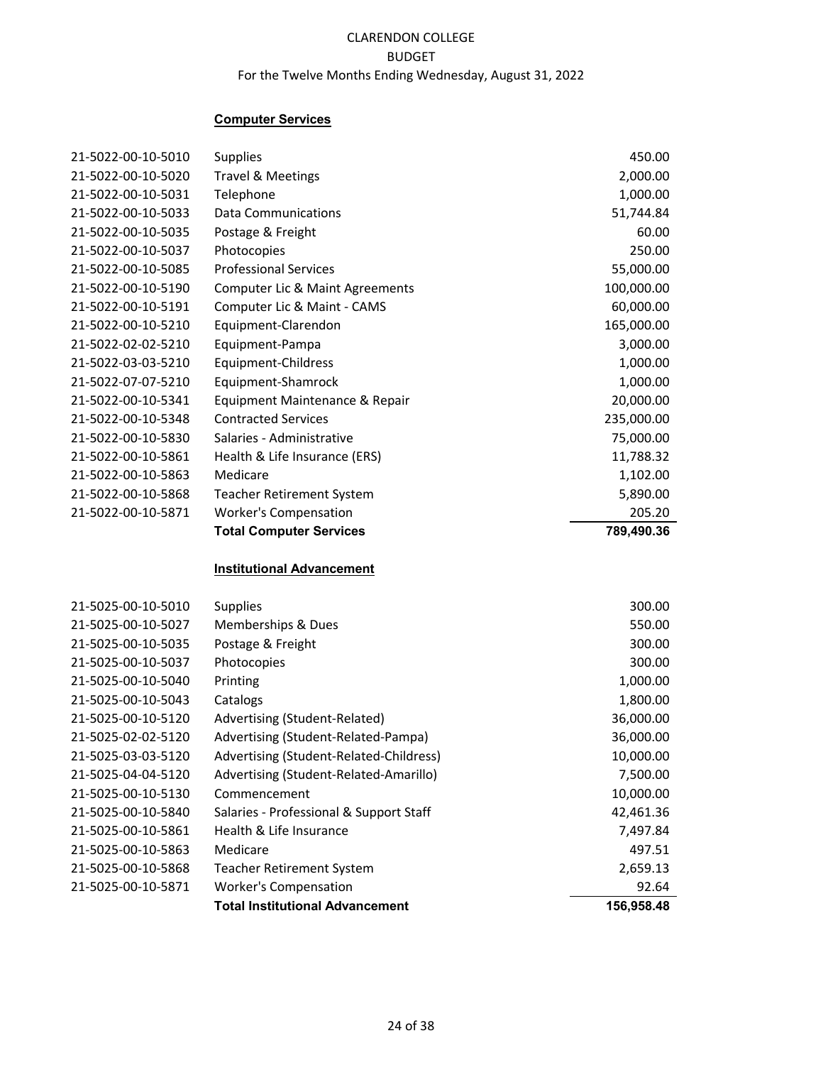CLARENDON COLLEGE
BUDGET
For the Twelve Months Ending Wednesday, August 31, 2022

**Computer Services**

| | | |
|---|---|---|
| 21-5022-00-10-5010 | Supplies | 450.00 |
| 21-5022-00-10-5020 | Travel & Meetings | 2,000.00 |
| 21-5022-00-10-5031 | Telephone | 1,000.00 |
| 21-5022-00-10-5033 | Data Communications | 51,744.84 |
| 21-5022-00-10-5035 | Postage & Freight | 60.00 |
| 21-5022-00-10-5037 | Photocopies | 250.00 |
| 21-5022-00-10-5085 | Professional Services | 55,000.00 |
| 21-5022-00-10-5190 | Computer Lic & Maint Agreements | 100,000.00 |
| 21-5022-00-10-5191 | Computer Lic & Maint - CAMS | 60,000.00 |
| 21-5022-00-10-5210 | Equipment-Clarendon | 165,000.00 |
| 21-5022-02-02-5210 | Equipment-Pampa | 3,000.00 |
| 21-5022-03-03-5210 | Equipment-Childress | 1,000.00 |
| 21-5022-07-07-5210 | Equipment-Shamrock | 1,000.00 |
| 21-5022-00-10-5341 | Equipment Maintenance & Repair | 20,000.00 |
| 21-5022-00-10-5348 | Contracted Services | 235,000.00 |
| 21-5022-00-10-5830 | Salaries - Administrative | 75,000.00 |
| 21-5022-00-10-5861 | Health & Life Insurance (ERS) | 11,788.32 |
| 21-5022-00-10-5863 | Medicare | 1,102.00 |
| 21-5022-00-10-5868 | Teacher Retirement System | 5,890.00 |
| 21-5022-00-10-5871 | Worker's Compensation | 205.20 |
| | **Total Computer Services** | **789,490.36** |

**Institutional Advancement**

| | | |
|---|---|---|
| 21-5025-00-10-5010 | Supplies | 300.00 |
| 21-5025-00-10-5027 | Memberships & Dues | 550.00 |
| 21-5025-00-10-5035 | Postage & Freight | 300.00 |
| 21-5025-00-10-5037 | Photocopies | 300.00 |
| 21-5025-00-10-5040 | Printing | 1,000.00 |
| 21-5025-00-10-5043 | Catalogs | 1,800.00 |
| 21-5025-00-10-5120 | Advertising (Student-Related) | 36,000.00 |
| 21-5025-02-02-5120 | Advertising (Student-Related-Pampa) | 36,000.00 |
| 21-5025-03-03-5120 | Advertising (Student-Related-Childress) | 10,000.00 |
| 21-5025-04-04-5120 | Advertising (Student-Related-Amarillo) | 7,500.00 |
| 21-5025-00-10-5130 | Commencement | 10,000.00 |
| 21-5025-00-10-5840 | Salaries - Professional & Support Staff | 42,461.36 |
| 21-5025-00-10-5861 | Health & Life Insurance | 7,497.84 |
| 21-5025-00-10-5863 | Medicare | 497.51 |
| 21-5025-00-10-5868 | Teacher Retirement System | 2,659.13 |
| 21-5025-00-10-5871 | Worker's Compensation | 92.64 |
| | **Total Institutional Advancement** | **156,958.48** |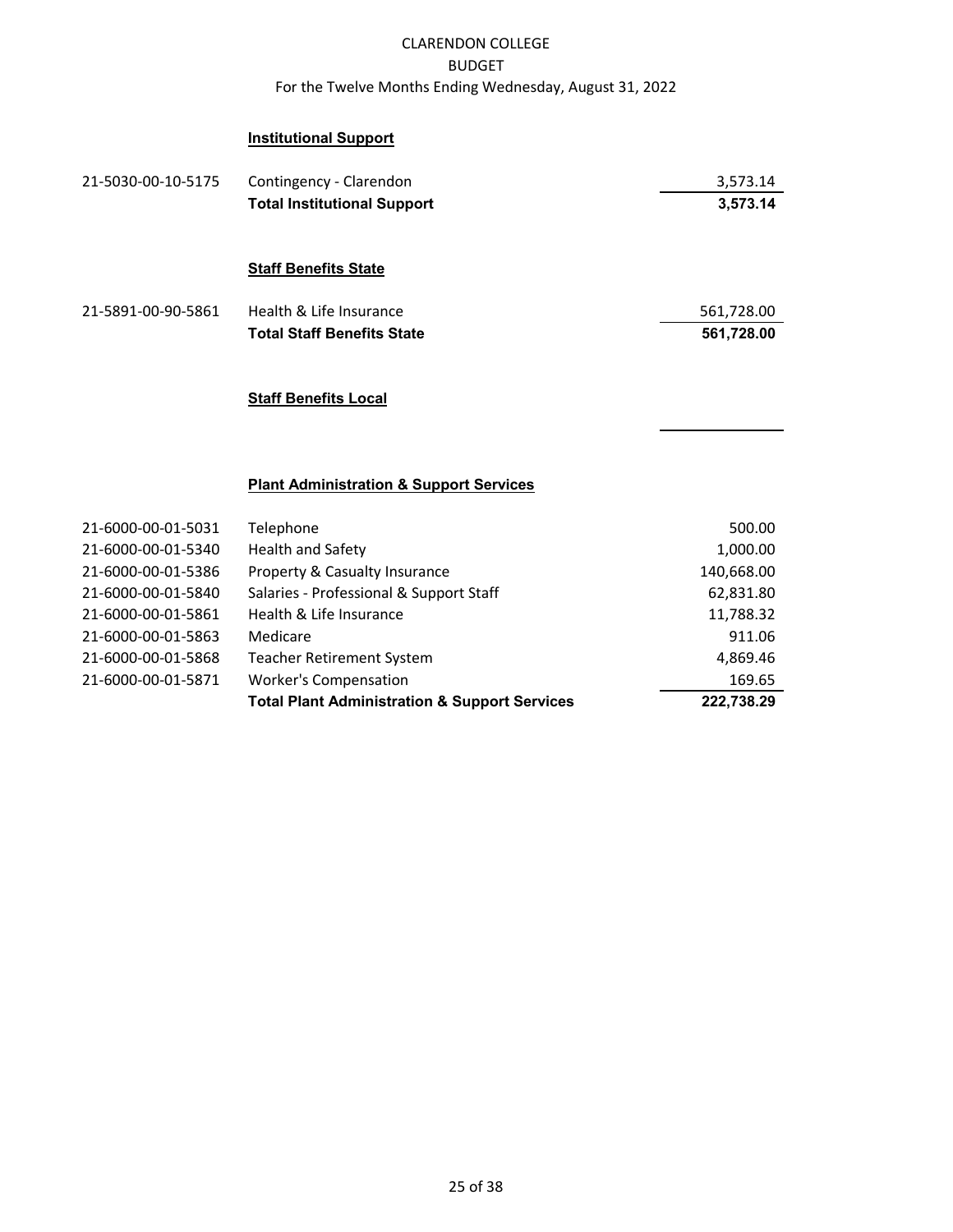CLARENDON COLLEGE
BUDGET
For the Twelve Months Ending Wednesday, August 31, 2022

### Institutional Support

| Account | Description | Amount |
|---|---|---|
| 21-5030-00-10-5175 | Contingency - Clarendon | 3,573.14 |
| | **Total Institutional Support** | **3,573.14** |

### Staff Benefits State

| Account | Description | Amount |
|---|---|---|
| 21-5891-00-90-5861 | Health & Life Insurance | 561,728.00 |
| | **Total Staff Benefits State** | **561,728.00** |

### Staff Benefits Local

### Plant Administration & Support Services

| Account | Description | Amount |
|---|---|---|
| 21-6000-00-01-5031 | Telephone | 500.00 |
| 21-6000-00-01-5340 | Health and Safety | 1,000.00 |
| 21-6000-00-01-5386 | Property & Casualty Insurance | 140,668.00 |
| 21-6000-00-01-5840 | Salaries - Professional & Support Staff | 62,831.80 |
| 21-6000-00-01-5861 | Health & Life Insurance | 11,788.32 |
| 21-6000-00-01-5863 | Medicare | 911.06 |
| 21-6000-00-01-5868 | Teacher Retirement System | 4,869.46 |
| 21-6000-00-01-5871 | Worker's Compensation | 169.65 |
| | **Total Plant Administration & Support Services** | **222,738.29** |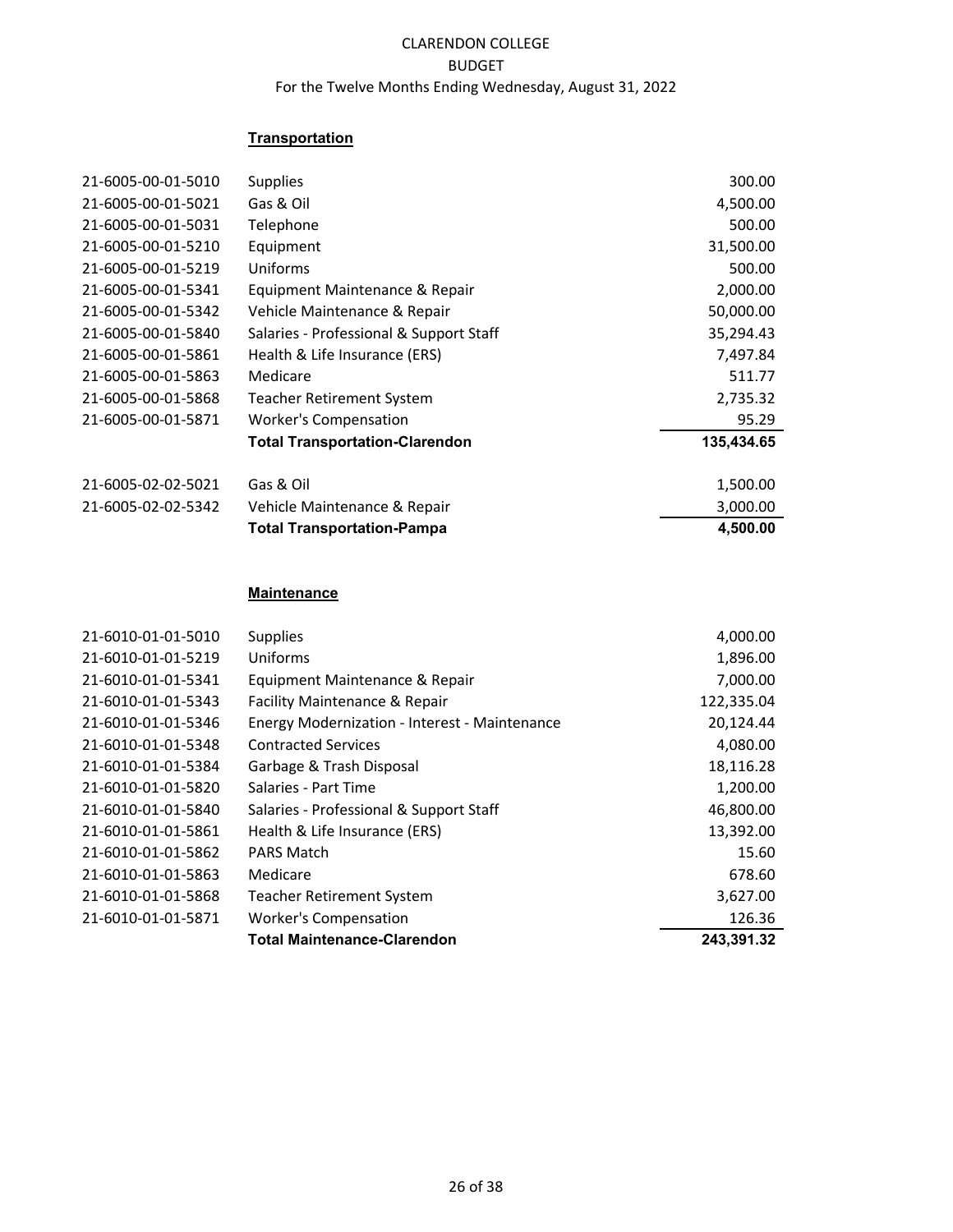CLARENDON COLLEGE
BUDGET
For the Twelve Months Ending Wednesday, August 31, 2022

**Transportation**

| Account | Description | Amount |
|---|---|---|
| 21-6005-00-01-5010 | Supplies | 300.00 |
| 21-6005-00-01-5021 | Gas & Oil | 4,500.00 |
| 21-6005-00-01-5031 | Telephone | 500.00 |
| 21-6005-00-01-5210 | Equipment | 31,500.00 |
| 21-6005-00-01-5219 | Uniforms | 500.00 |
| 21-6005-00-01-5341 | Equipment Maintenance & Repair | 2,000.00 |
| 21-6005-00-01-5342 | Vehicle Maintenance & Repair | 50,000.00 |
| 21-6005-00-01-5840 | Salaries - Professional & Support Staff | 35,294.43 |
| 21-6005-00-01-5861 | Health & Life Insurance (ERS) | 7,497.84 |
| 21-6005-00-01-5863 | Medicare | 511.77 |
| 21-6005-00-01-5868 | Teacher Retirement System | 2,735.32 |
| 21-6005-00-01-5871 | Worker's Compensation | 95.29 |
| | **Total Transportation-Clarendon** | **135,434.65** |
| 21-6005-02-02-5021 | Gas & Oil | 1,500.00 |
| 21-6005-02-02-5342 | Vehicle Maintenance & Repair | 3,000.00 |
| | **Total Transportation-Pampa** | **4,500.00** |

**Maintenance**

| Account | Description | Amount |
|---|---|---|
| 21-6010-01-01-5010 | Supplies | 4,000.00 |
| 21-6010-01-01-5219 | Uniforms | 1,896.00 |
| 21-6010-01-01-5341 | Equipment Maintenance & Repair | 7,000.00 |
| 21-6010-01-01-5343 | Facility Maintenance & Repair | 122,335.04 |
| 21-6010-01-01-5346 | Energy Modernization - Interest - Maintenance | 20,124.44 |
| 21-6010-01-01-5348 | Contracted Services | 4,080.00 |
| 21-6010-01-01-5384 | Garbage & Trash Disposal | 18,116.28 |
| 21-6010-01-01-5820 | Salaries - Part Time | 1,200.00 |
| 21-6010-01-01-5840 | Salaries - Professional & Support Staff | 46,800.00 |
| 21-6010-01-01-5861 | Health & Life Insurance (ERS) | 13,392.00 |
| 21-6010-01-01-5862 | PARS Match | 15.60 |
| 21-6010-01-01-5863 | Medicare | 678.60 |
| 21-6010-01-01-5868 | Teacher Retirement System | 3,627.00 |
| 21-6010-01-01-5871 | Worker's Compensation | 126.36 |
| | **Total Maintenance-Clarendon** | **243,391.32** |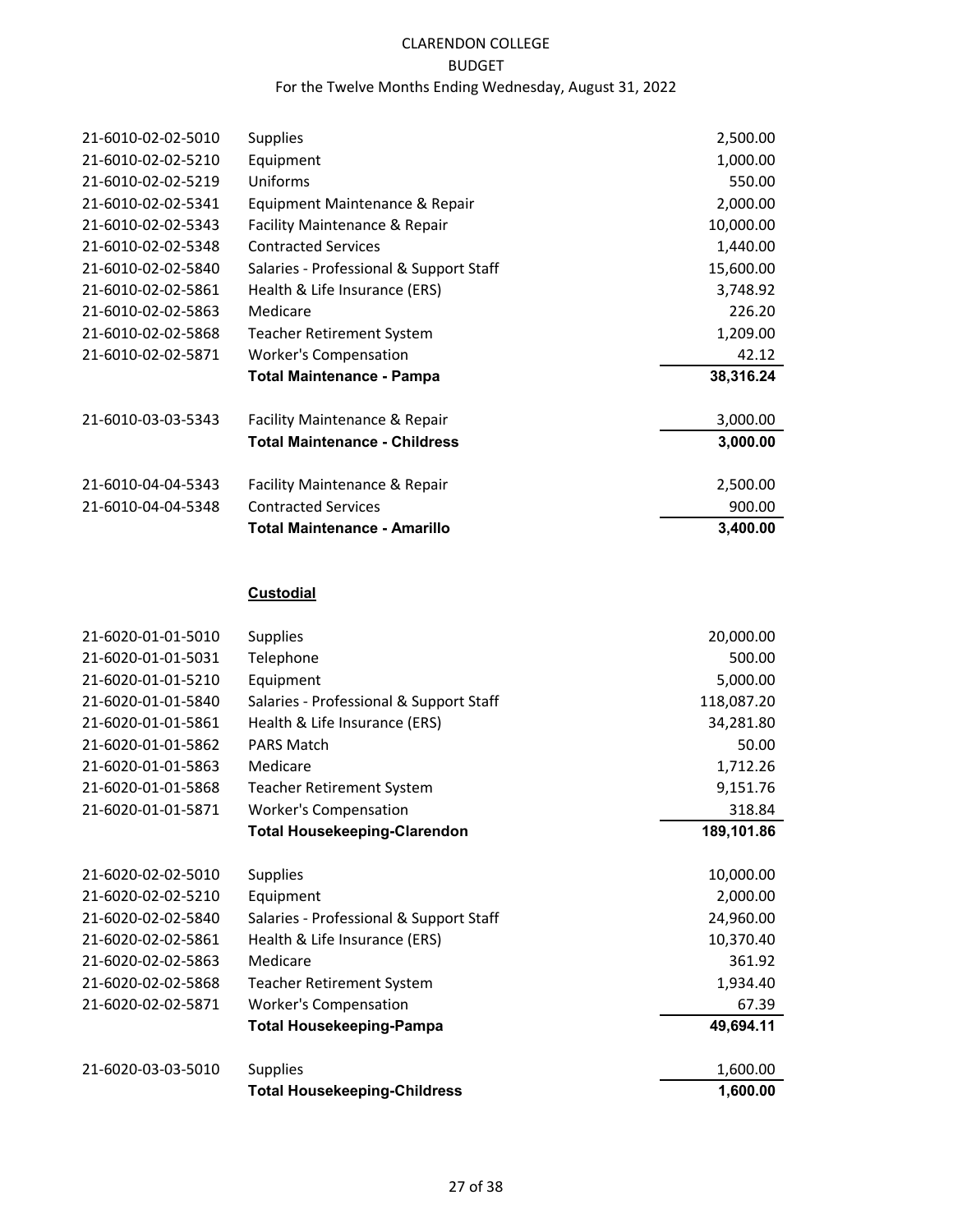CLARENDON COLLEGE
BUDGET
For the Twelve Months Ending Wednesday, August 31, 2022

| Account | Description | Amount |
|---|---|---|
| 21-6010-02-02-5010 | Supplies | 2,500.00 |
| 21-6010-02-02-5210 | Equipment | 1,000.00 |
| 21-6010-02-02-5219 | Uniforms | 550.00 |
| 21-6010-02-02-5341 | Equipment Maintenance & Repair | 2,000.00 |
| 21-6010-02-02-5343 | Facility Maintenance & Repair | 10,000.00 |
| 21-6010-02-02-5348 | Contracted Services | 1,440.00 |
| 21-6010-02-02-5840 | Salaries - Professional & Support Staff | 15,600.00 |
| 21-6010-02-02-5861 | Health & Life Insurance (ERS) | 3,748.92 |
| 21-6010-02-02-5863 | Medicare | 226.20 |
| 21-6010-02-02-5868 | Teacher Retirement System | 1,209.00 |
| 21-6010-02-02-5871 | Worker's Compensation | 42.12 |
| | **Total Maintenance - Pampa** | **38,316.24** |
| 21-6010-03-03-5343 | Facility Maintenance & Repair | 3,000.00 |
| | **Total Maintenance - Childress** | **3,000.00** |
| 21-6010-04-04-5343 | Facility Maintenance & Repair | 2,500.00 |
| 21-6010-04-04-5348 | Contracted Services | 900.00 |
| | **Total Maintenance - Amarillo** | **3,400.00** |

**Custodial**

| Account | Description | Amount |
|---|---|---|
| 21-6020-01-01-5010 | Supplies | 20,000.00 |
| 21-6020-01-01-5031 | Telephone | 500.00 |
| 21-6020-01-01-5210 | Equipment | 5,000.00 |
| 21-6020-01-01-5840 | Salaries - Professional & Support Staff | 118,087.20 |
| 21-6020-01-01-5861 | Health & Life Insurance (ERS) | 34,281.80 |
| 21-6020-01-01-5862 | PARS Match | 50.00 |
| 21-6020-01-01-5863 | Medicare | 1,712.26 |
| 21-6020-01-01-5868 | Teacher Retirement System | 9,151.76 |
| 21-6020-01-01-5871 | Worker's Compensation | 318.84 |
| | **Total Housekeeping-Clarendon** | **189,101.86** |
| 21-6020-02-02-5010 | Supplies | 10,000.00 |
| 21-6020-02-02-5210 | Equipment | 2,000.00 |
| 21-6020-02-02-5840 | Salaries - Professional & Support Staff | 24,960.00 |
| 21-6020-02-02-5861 | Health & Life Insurance (ERS) | 10,370.40 |
| 21-6020-02-02-5863 | Medicare | 361.92 |
| 21-6020-02-02-5868 | Teacher Retirement System | 1,934.40 |
| 21-6020-02-02-5871 | Worker's Compensation | 67.39 |
| | **Total Housekeeping-Pampa** | **49,694.11** |
| 21-6020-03-03-5010 | Supplies | 1,600.00 |
| | **Total Housekeeping-Childress** | **1,600.00** |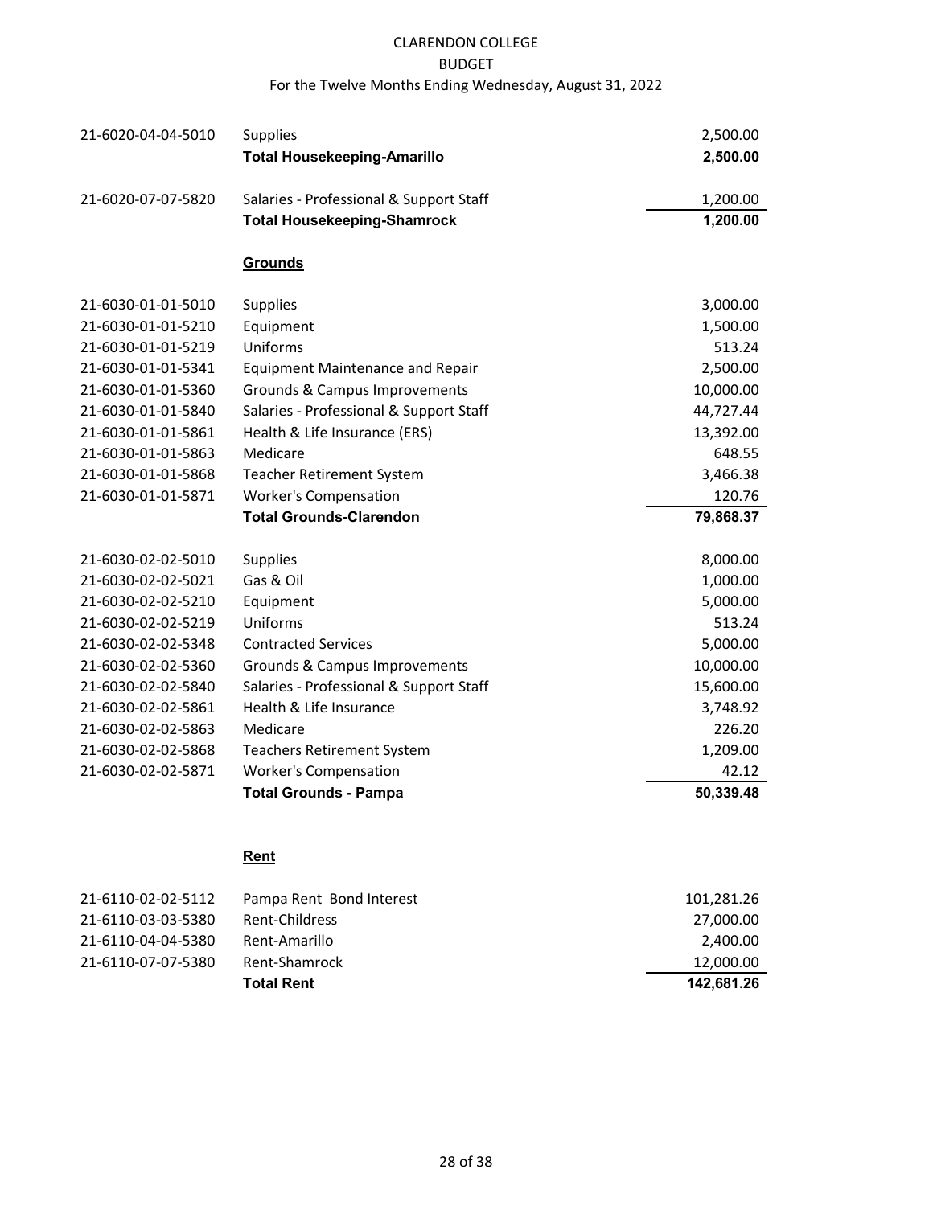CLARENDON COLLEGE
BUDGET
For the Twelve Months Ending Wednesday, August 31, 2022

| | | |
|---|---|---|
| 21-6020-04-04-5010 | Supplies | 2,500.00 |
| | **Total Housekeeping-Amarillo** | **2,500.00** |
| | | |
| 21-6020-07-07-5820 | Salaries - Professional & Support Staff | 1,200.00 |
| | **Total Housekeeping-Shamrock** | **1,200.00** |

### Grounds

| | | |
|---|---|---|
| 21-6030-01-01-5010 | Supplies | 3,000.00 |
| 21-6030-01-01-5210 | Equipment | 1,500.00 |
| 21-6030-01-01-5219 | Uniforms | 513.24 |
| 21-6030-01-01-5341 | Equipment Maintenance and Repair | 2,500.00 |
| 21-6030-01-01-5360 | Grounds & Campus Improvements | 10,000.00 |
| 21-6030-01-01-5840 | Salaries - Professional & Support Staff | 44,727.44 |
| 21-6030-01-01-5861 | Health & Life Insurance (ERS) | 13,392.00 |
| 21-6030-01-01-5863 | Medicare | 648.55 |
| 21-6030-01-01-5868 | Teacher Retirement System | 3,466.38 |
| 21-6030-01-01-5871 | Worker's Compensation | 120.76 |
| | **Total Grounds-Clarendon** | **79,868.37** |
| | | |
| 21-6030-02-02-5010 | Supplies | 8,000.00 |
| 21-6030-02-02-5021 | Gas & Oil | 1,000.00 |
| 21-6030-02-02-5210 | Equipment | 5,000.00 |
| 21-6030-02-02-5219 | Uniforms | 513.24 |
| 21-6030-02-02-5348 | Contracted Services | 5,000.00 |
| 21-6030-02-02-5360 | Grounds & Campus Improvements | 10,000.00 |
| 21-6030-02-02-5840 | Salaries - Professional & Support Staff | 15,600.00 |
| 21-6030-02-02-5861 | Health & Life Insurance | 3,748.92 |
| 21-6030-02-02-5863 | Medicare | 226.20 |
| 21-6030-02-02-5868 | Teachers Retirement System | 1,209.00 |
| 21-6030-02-02-5871 | Worker's Compensation | 42.12 |
| | **Total Grounds - Pampa** | **50,339.48** |

### Rent

| | | |
|---|---|---|
| 21-6110-02-02-5112 | Pampa Rent Bond Interest | 101,281.26 |
| 21-6110-03-03-5380 | Rent-Childress | 27,000.00 |
| 21-6110-04-04-5380 | Rent-Amarillo | 2,400.00 |
| 21-6110-07-07-5380 | Rent-Shamrock | 12,000.00 |
| | **Total Rent** | **142,681.26** |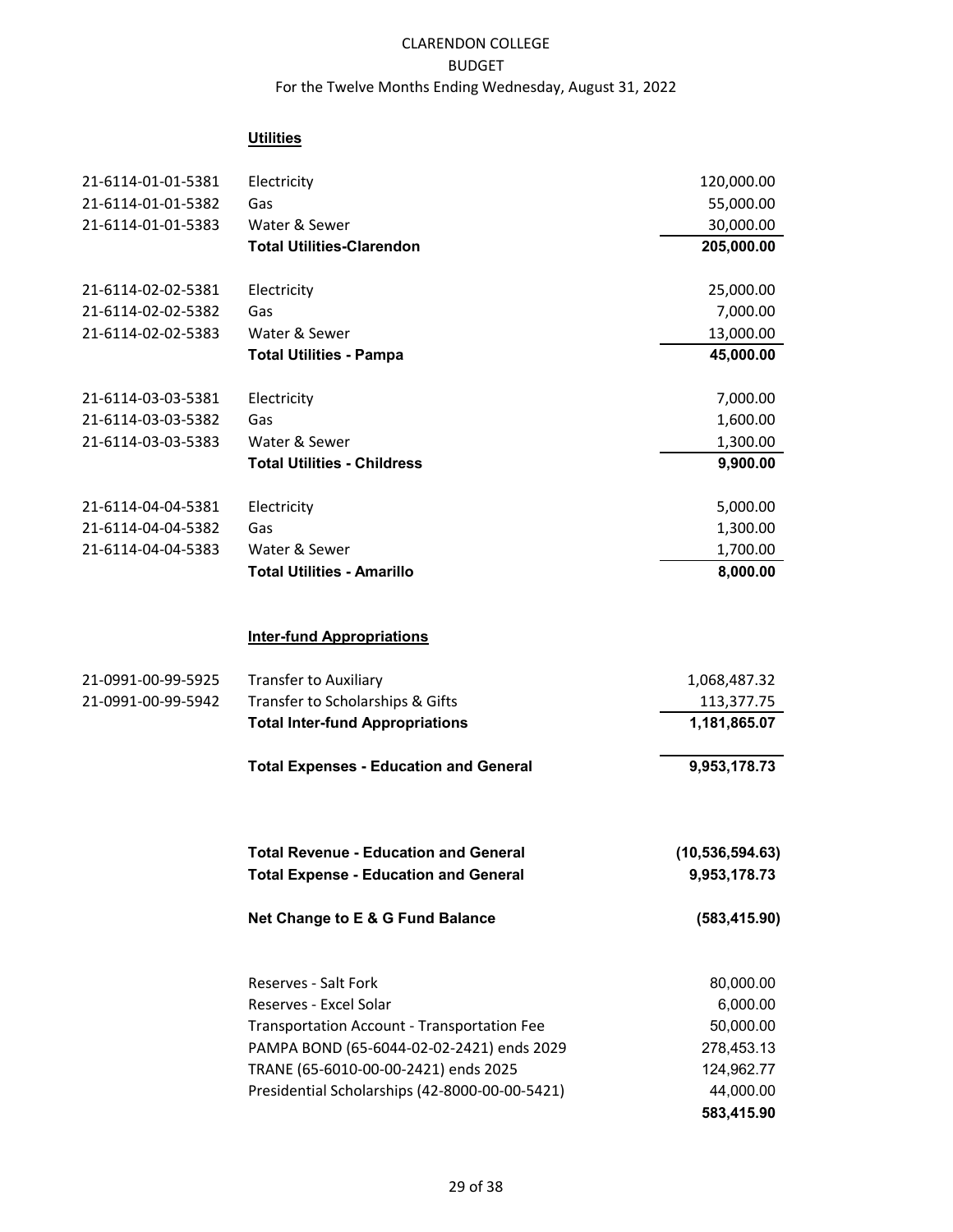# CLARENDON COLLEGE
## BUDGET
### For the Twelve Months Ending Wednesday, August 31, 2022

**Utilities**

| Account | Description | Amount |
|---|---|---|
| 21-6114-01-01-5381 | Electricity | 120,000.00 |
| 21-6114-01-01-5382 | Gas | 55,000.00 |
| 21-6114-01-01-5383 | Water & Sewer | 30,000.00 |
| | **Total Utilities-Clarendon** | **205,000.00** |
| 21-6114-02-02-5381 | Electricity | 25,000.00 |
| 21-6114-02-02-5382 | Gas | 7,000.00 |
| 21-6114-02-02-5383 | Water & Sewer | 13,000.00 |
| | **Total Utilities - Pampa** | **45,000.00** |
| 21-6114-03-03-5381 | Electricity | 7,000.00 |
| 21-6114-03-03-5382 | Gas | 1,600.00 |
| 21-6114-03-03-5383 | Water & Sewer | 1,300.00 |
| | **Total Utilities - Childress** | **9,900.00** |
| 21-6114-04-04-5381 | Electricity | 5,000.00 |
| 21-6114-04-04-5382 | Gas | 1,300.00 |
| 21-6114-04-04-5383 | Water & Sewer | 1,700.00 |
| | **Total Utilities - Amarillo** | **8,000.00** |

**Inter-fund Appropriations**

| Account | Description | Amount |
|---|---|---|
| 21-0991-00-99-5925 | Transfer to Auxiliary | 1,068,487.32 |
| 21-0991-00-99-5942 | Transfer to Scholarships & Gifts | 113,377.75 |
| | **Total Inter-fund Appropriations** | **1,181,865.07** |
| | **Total Expenses - Education and General** | **9,953,178.73** |

| Description | Amount |
|---|---|
| **Total Revenue - Education and General** | **(10,536,594.63)** |
| **Total Expense - Education and General** | **9,953,178.73** |
| **Net Change to E & G Fund Balance** | **(583,415.90)** |

| Description | Amount |
|---|---|
| Reserves - Salt Fork | 80,000.00 |
| Reserves - Excel Solar | 6,000.00 |
| Transportation Account - Transportation Fee | 50,000.00 |
| PAMPA BOND (65-6044-02-02-2421) ends 2029 | 278,453.13 |
| TRANE (65-6010-00-00-2421) ends 2025 | 124,962.77 |
| Presidential Scholarships (42-8000-00-00-5421) | 44,000.00 |
| | **583,415.90** |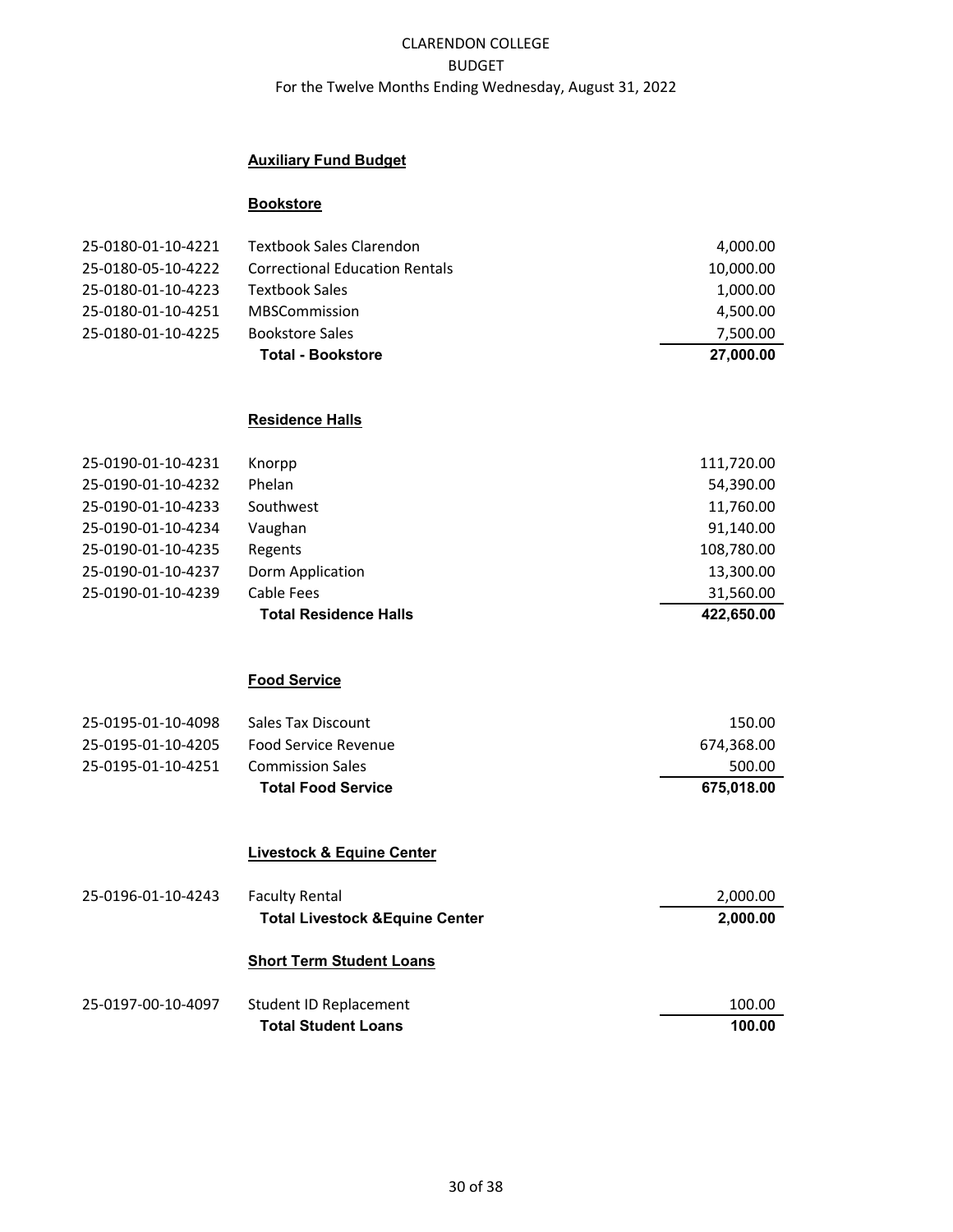CLARENDON COLLEGE
BUDGET
For the Twelve Months Ending Wednesday, August 31, 2022

## Auxiliary Fund Budget

### Bookstore

| Account | Description | Amount |
|---|---|---|
| 25-0180-01-10-4221 | Textbook Sales Clarendon | 4,000.00 |
| 25-0180-05-10-4222 | Correctional Education Rentals | 10,000.00 |
| 25-0180-01-10-4223 | Textbook Sales | 1,000.00 |
| 25-0180-01-10-4251 | MBSCommission | 4,500.00 |
| 25-0180-01-10-4225 | Bookstore Sales | 7,500.00 |
| | **Total - Bookstore** | **27,000.00** |

### Residence Halls

| Account | Description | Amount |
|---|---|---|
| 25-0190-01-10-4231 | Knorpp | 111,720.00 |
| 25-0190-01-10-4232 | Phelan | 54,390.00 |
| 25-0190-01-10-4233 | Southwest | 11,760.00 |
| 25-0190-01-10-4234 | Vaughan | 91,140.00 |
| 25-0190-01-10-4235 | Regents | 108,780.00 |
| 25-0190-01-10-4237 | Dorm Application | 13,300.00 |
| 25-0190-01-10-4239 | Cable Fees | 31,560.00 |
| | **Total Residence Halls** | **422,650.00** |

### Food Service

| Account | Description | Amount |
|---|---|---|
| 25-0195-01-10-4098 | Sales Tax Discount | 150.00 |
| 25-0195-01-10-4205 | Food Service Revenue | 674,368.00 |
| 25-0195-01-10-4251 | Commission Sales | 500.00 |
| | **Total Food Service** | **675,018.00** |

### Livestock & Equine Center

| Account | Description | Amount |
|---|---|---|
| 25-0196-01-10-4243 | Faculty Rental | 2,000.00 |
| | **Total Livestock &Equine Center** | **2,000.00** |

### Short Term Student Loans

| Account | Description | Amount |
|---|---|---|
| 25-0197-00-10-4097 | Student ID Replacement | 100.00 |
| | **Total Student Loans** | **100.00** |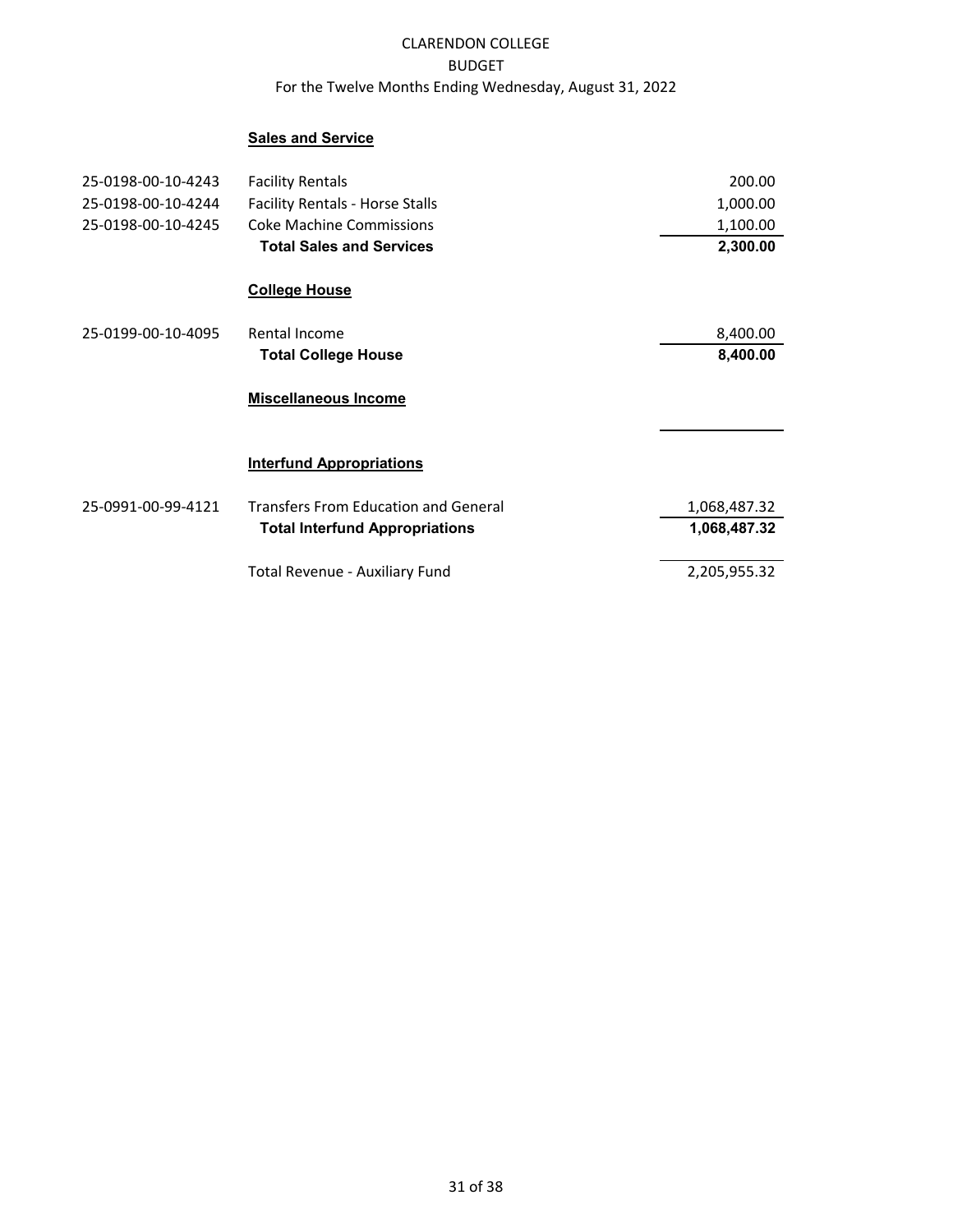CLARENDON COLLEGE

BUDGET

For the Twelve Months Ending Wednesday, August 31, 2022

| Account | Description | Amount |
|---|---|---|
| | **Sales and Service** | |
| 25-0198-00-10-4243 | Facility Rentals | 200.00 |
| 25-0198-00-10-4244 | Facility Rentals - Horse Stalls | 1,000.00 |
| 25-0198-00-10-4245 | Coke Machine Commissions | 1,100.00 |
| | **Total Sales and Services** | **2,300.00** |
| | **College House** | |
| 25-0199-00-10-4095 | Rental Income | 8,400.00 |
| | **Total College House** | **8,400.00** |
| | **Miscellaneous Income** | |
| | | |
| | **Interfund Appropriations** | |
| 25-0991-00-99-4121 | Transfers From Education and General | 1,068,487.32 |
| | **Total Interfund Appropriations** | **1,068,487.32** |
| | Total Revenue - Auxiliary Fund | 2,205,955.32 |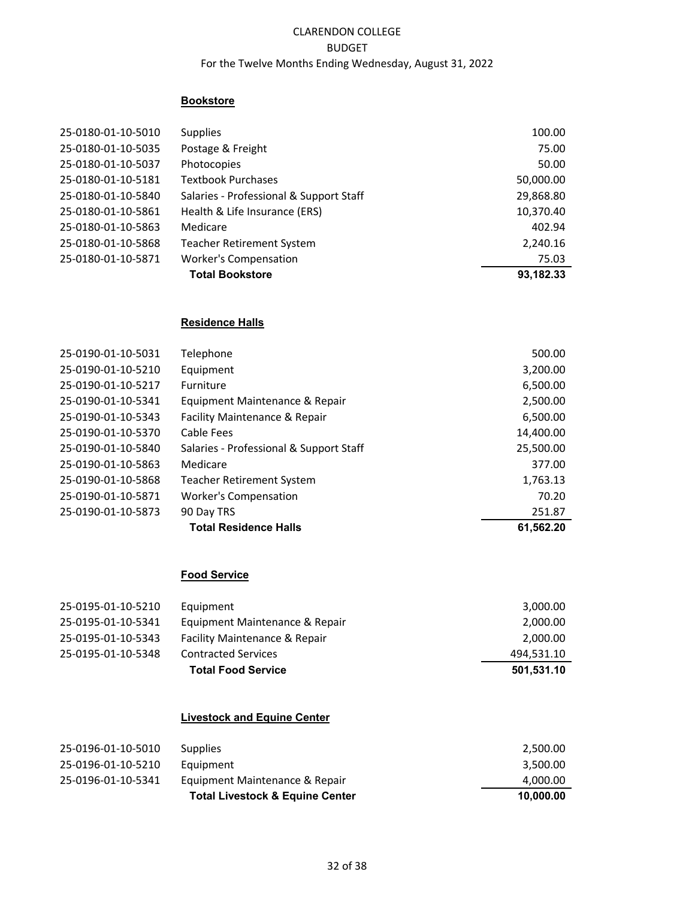CLARENDON COLLEGE
BUDGET
For the Twelve Months Ending Wednesday, August 31, 2022

## Bookstore

| Account | Description | Amount |
|---|---|---|
| 25-0180-01-10-5010 | Supplies | 100.00 |
| 25-0180-01-10-5035 | Postage & Freight | 75.00 |
| 25-0180-01-10-5037 | Photocopies | 50.00 |
| 25-0180-01-10-5181 | Textbook Purchases | 50,000.00 |
| 25-0180-01-10-5840 | Salaries - Professional & Support Staff | 29,868.80 |
| 25-0180-01-10-5861 | Health & Life Insurance (ERS) | 10,370.40 |
| 25-0180-01-10-5863 | Medicare | 402.94 |
| 25-0180-01-10-5868 | Teacher Retirement System | 2,240.16 |
| 25-0180-01-10-5871 | Worker's Compensation | 75.03 |
| | **Total Bookstore** | **93,182.33** |

## Residence Halls

| Account | Description | Amount |
|---|---|---|
| 25-0190-01-10-5031 | Telephone | 500.00 |
| 25-0190-01-10-5210 | Equipment | 3,200.00 |
| 25-0190-01-10-5217 | Furniture | 6,500.00 |
| 25-0190-01-10-5341 | Equipment Maintenance & Repair | 2,500.00 |
| 25-0190-01-10-5343 | Facility Maintenance & Repair | 6,500.00 |
| 25-0190-01-10-5370 | Cable Fees | 14,400.00 |
| 25-0190-01-10-5840 | Salaries - Professional & Support Staff | 25,500.00 |
| 25-0190-01-10-5863 | Medicare | 377.00 |
| 25-0190-01-10-5868 | Teacher Retirement System | 1,763.13 |
| 25-0190-01-10-5871 | Worker's Compensation | 70.20 |
| 25-0190-01-10-5873 | 90 Day TRS | 251.87 |
| | **Total Residence Halls** | **61,562.20** |

## Food Service

| Account | Description | Amount |
|---|---|---|
| 25-0195-01-10-5210 | Equipment | 3,000.00 |
| 25-0195-01-10-5341 | Equipment Maintenance & Repair | 2,000.00 |
| 25-0195-01-10-5343 | Facility Maintenance & Repair | 2,000.00 |
| 25-0195-01-10-5348 | Contracted Services | 494,531.10 |
| | **Total Food Service** | **501,531.10** |

## Livestock and Equine Center

| Account | Description | Amount |
|---|---|---|
| 25-0196-01-10-5010 | Supplies | 2,500.00 |
| 25-0196-01-10-5210 | Equipment | 3,500.00 |
| 25-0196-01-10-5341 | Equipment Maintenance & Repair | 4,000.00 |
| | **Total Livestock & Equine Center** | **10,000.00** |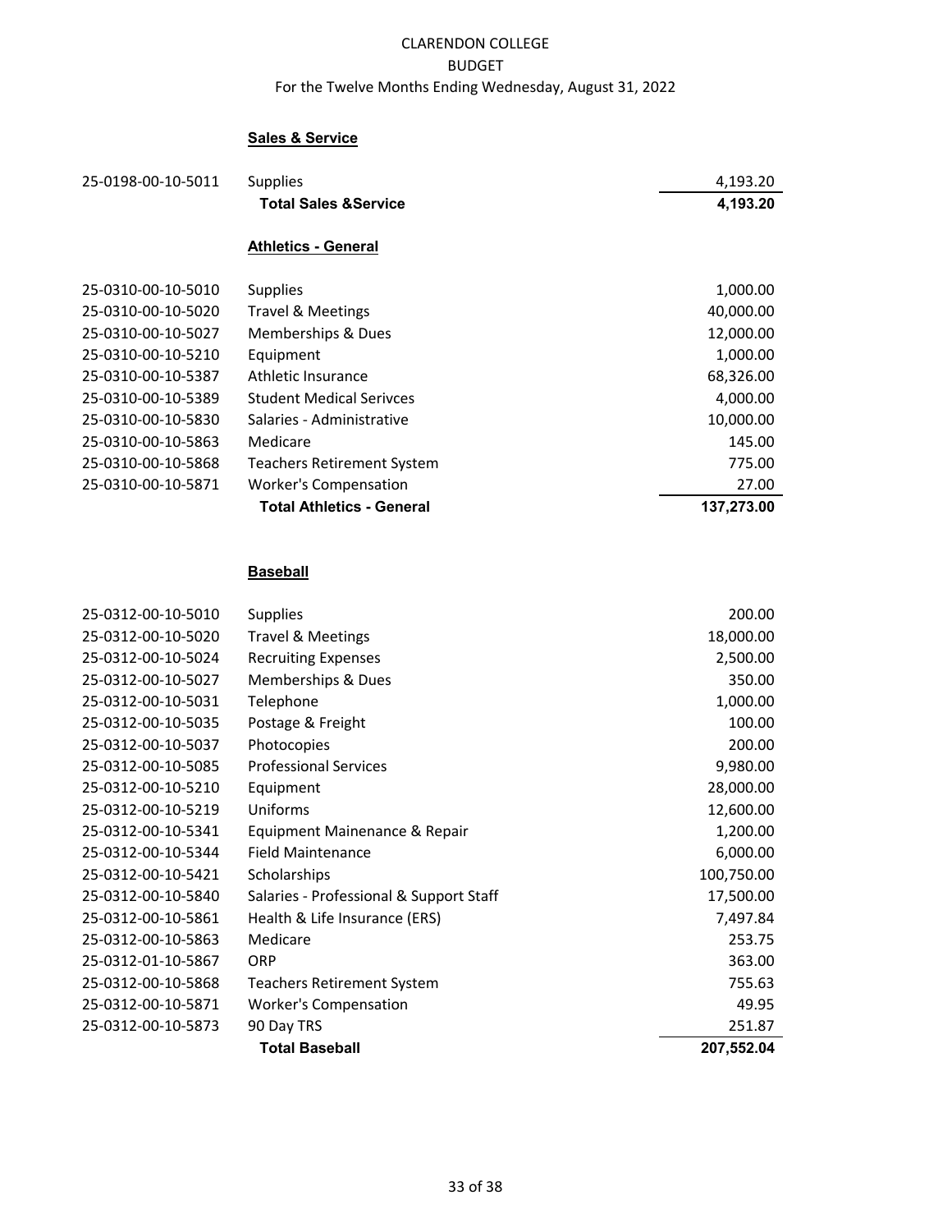CLARENDON COLLEGE
BUDGET
For the Twelve Months Ending Wednesday, August 31, 2022

## Sales & Service

| Account | Description | Amount |
|---|---|---|
| 25-0198-00-10-5011 | Supplies | 4,193.20 |
| | **Total Sales &Service** | **4,193.20** |

## Athletics - General

| Account | Description | Amount |
|---|---|---|
| 25-0310-00-10-5010 | Supplies | 1,000.00 |
| 25-0310-00-10-5020 | Travel & Meetings | 40,000.00 |
| 25-0310-00-10-5027 | Memberships & Dues | 12,000.00 |
| 25-0310-00-10-5210 | Equipment | 1,000.00 |
| 25-0310-00-10-5387 | Athletic Insurance | 68,326.00 |
| 25-0310-00-10-5389 | Student Medical Serivces | 4,000.00 |
| 25-0310-00-10-5830 | Salaries - Administrative | 10,000.00 |
| 25-0310-00-10-5863 | Medicare | 145.00 |
| 25-0310-00-10-5868 | Teachers Retirement System | 775.00 |
| 25-0310-00-10-5871 | Worker's Compensation | 27.00 |
| | **Total Athletics - General** | **137,273.00** |

## Baseball

| Account | Description | Amount |
|---|---|---|
| 25-0312-00-10-5010 | Supplies | 200.00 |
| 25-0312-00-10-5020 | Travel & Meetings | 18,000.00 |
| 25-0312-00-10-5024 | Recruiting Expenses | 2,500.00 |
| 25-0312-00-10-5027 | Memberships & Dues | 350.00 |
| 25-0312-00-10-5031 | Telephone | 1,000.00 |
| 25-0312-00-10-5035 | Postage & Freight | 100.00 |
| 25-0312-00-10-5037 | Photocopies | 200.00 |
| 25-0312-00-10-5085 | Professional Services | 9,980.00 |
| 25-0312-00-10-5210 | Equipment | 28,000.00 |
| 25-0312-00-10-5219 | Uniforms | 12,600.00 |
| 25-0312-00-10-5341 | Equipment Mainenance & Repair | 1,200.00 |
| 25-0312-00-10-5344 | Field Maintenance | 6,000.00 |
| 25-0312-00-10-5421 | Scholarships | 100,750.00 |
| 25-0312-00-10-5840 | Salaries - Professional & Support Staff | 17,500.00 |
| 25-0312-00-10-5861 | Health & Life Insurance (ERS) | 7,497.84 |
| 25-0312-00-10-5863 | Medicare | 253.75 |
| 25-0312-01-10-5867 | ORP | 363.00 |
| 25-0312-00-10-5868 | Teachers Retirement System | 755.63 |
| 25-0312-00-10-5871 | Worker's Compensation | 49.95 |
| 25-0312-00-10-5873 | 90 Day TRS | 251.87 |
| | **Total Baseball** | **207,552.04** |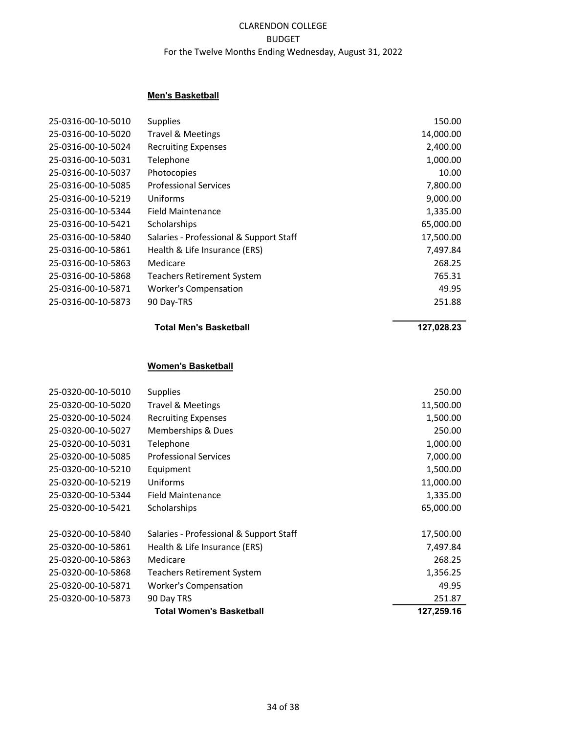CLARENDON COLLEGE
BUDGET
For the Twelve Months Ending Wednesday, August 31, 2022

## Men's Basketball

| Account | Description | Amount |
|---|---|---|
| 25-0316-00-10-5010 | Supplies | 150.00 |
| 25-0316-00-10-5020 | Travel & Meetings | 14,000.00 |
| 25-0316-00-10-5024 | Recruiting Expenses | 2,400.00 |
| 25-0316-00-10-5031 | Telephone | 1,000.00 |
| 25-0316-00-10-5037 | Photocopies | 10.00 |
| 25-0316-00-10-5085 | Professional Services | 7,800.00 |
| 25-0316-00-10-5219 | Uniforms | 9,000.00 |
| 25-0316-00-10-5344 | Field Maintenance | 1,335.00 |
| 25-0316-00-10-5421 | Scholarships | 65,000.00 |
| 25-0316-00-10-5840 | Salaries - Professional & Support Staff | 17,500.00 |
| 25-0316-00-10-5861 | Health & Life Insurance (ERS) | 7,497.84 |
| 25-0316-00-10-5863 | Medicare | 268.25 |
| 25-0316-00-10-5868 | Teachers Retirement System | 765.31 |
| 25-0316-00-10-5871 | Worker's Compensation | 49.95 |
| 25-0316-00-10-5873 | 90 Day-TRS | 251.88 |
| | **Total Men's Basketball** | **127,028.23** |

## Women's Basketball

| Account | Description | Amount |
|---|---|---|
| 25-0320-00-10-5010 | Supplies | 250.00 |
| 25-0320-00-10-5020 | Travel & Meetings | 11,500.00 |
| 25-0320-00-10-5024 | Recruiting Expenses | 1,500.00 |
| 25-0320-00-10-5027 | Memberships & Dues | 250.00 |
| 25-0320-00-10-5031 | Telephone | 1,000.00 |
| 25-0320-00-10-5085 | Professional Services | 7,000.00 |
| 25-0320-00-10-5210 | Equipment | 1,500.00 |
| 25-0320-00-10-5219 | Uniforms | 11,000.00 |
| 25-0320-00-10-5344 | Field Maintenance | 1,335.00 |
| 25-0320-00-10-5421 | Scholarships | 65,000.00 |
| 25-0320-00-10-5840 | Salaries - Professional & Support Staff | 17,500.00 |
| 25-0320-00-10-5861 | Health & Life Insurance (ERS) | 7,497.84 |
| 25-0320-00-10-5863 | Medicare | 268.25 |
| 25-0320-00-10-5868 | Teachers Retirement System | 1,356.25 |
| 25-0320-00-10-5871 | Worker's Compensation | 49.95 |
| 25-0320-00-10-5873 | 90 Day TRS | 251.87 |
| | **Total Women's Basketball** | **127,259.16** |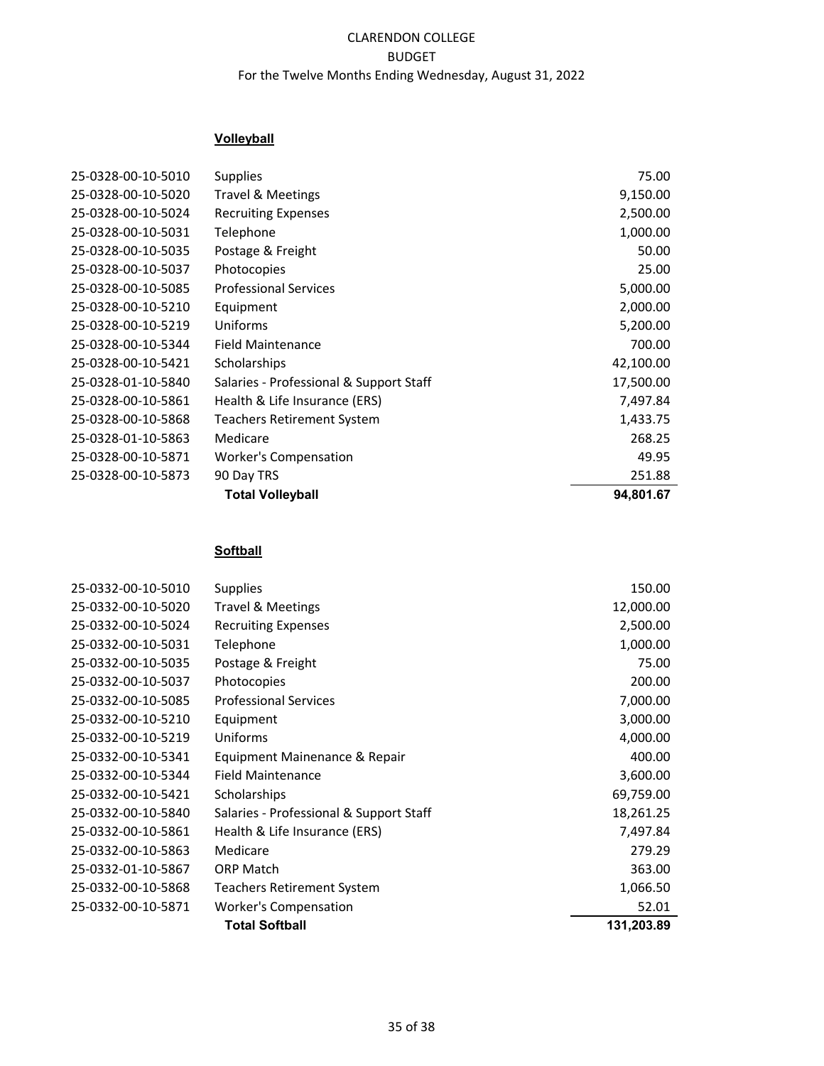CLARENDON COLLEGE
BUDGET
For the Twelve Months Ending Wednesday, August 31, 2022

**Volleyball**

| Account | Description | Amount |
|---|---|---|
| 25-0328-00-10-5010 | Supplies | 75.00 |
| 25-0328-00-10-5020 | Travel & Meetings | 9,150.00 |
| 25-0328-00-10-5024 | Recruiting Expenses | 2,500.00 |
| 25-0328-00-10-5031 | Telephone | 1,000.00 |
| 25-0328-00-10-5035 | Postage & Freight | 50.00 |
| 25-0328-00-10-5037 | Photocopies | 25.00 |
| 25-0328-00-10-5085 | Professional Services | 5,000.00 |
| 25-0328-00-10-5210 | Equipment | 2,000.00 |
| 25-0328-00-10-5219 | Uniforms | 5,200.00 |
| 25-0328-00-10-5344 | Field Maintenance | 700.00 |
| 25-0328-00-10-5421 | Scholarships | 42,100.00 |
| 25-0328-01-10-5840 | Salaries - Professional & Support Staff | 17,500.00 |
| 25-0328-00-10-5861 | Health & Life Insurance (ERS) | 7,497.84 |
| 25-0328-00-10-5868 | Teachers Retirement System | 1,433.75 |
| 25-0328-01-10-5863 | Medicare | 268.25 |
| 25-0328-00-10-5871 | Worker's Compensation | 49.95 |
| 25-0328-00-10-5873 | 90 Day TRS | 251.88 |
| | **Total Volleyball** | **94,801.67** |

**Softball**

| Account | Description | Amount |
|---|---|---|
| 25-0332-00-10-5010 | Supplies | 150.00 |
| 25-0332-00-10-5020 | Travel & Meetings | 12,000.00 |
| 25-0332-00-10-5024 | Recruiting Expenses | 2,500.00 |
| 25-0332-00-10-5031 | Telephone | 1,000.00 |
| 25-0332-00-10-5035 | Postage & Freight | 75.00 |
| 25-0332-00-10-5037 | Photocopies | 200.00 |
| 25-0332-00-10-5085 | Professional Services | 7,000.00 |
| 25-0332-00-10-5210 | Equipment | 3,000.00 |
| 25-0332-00-10-5219 | Uniforms | 4,000.00 |
| 25-0332-00-10-5341 | Equipment Mainenance & Repair | 400.00 |
| 25-0332-00-10-5344 | Field Maintenance | 3,600.00 |
| 25-0332-00-10-5421 | Scholarships | 69,759.00 |
| 25-0332-00-10-5840 | Salaries - Professional & Support Staff | 18,261.25 |
| 25-0332-00-10-5861 | Health & Life Insurance (ERS) | 7,497.84 |
| 25-0332-00-10-5863 | Medicare | 279.29 |
| 25-0332-01-10-5867 | ORP Match | 363.00 |
| 25-0332-00-10-5868 | Teachers Retirement System | 1,066.50 |
| 25-0332-00-10-5871 | Worker's Compensation | 52.01 |
| | **Total Softball** | **131,203.89** |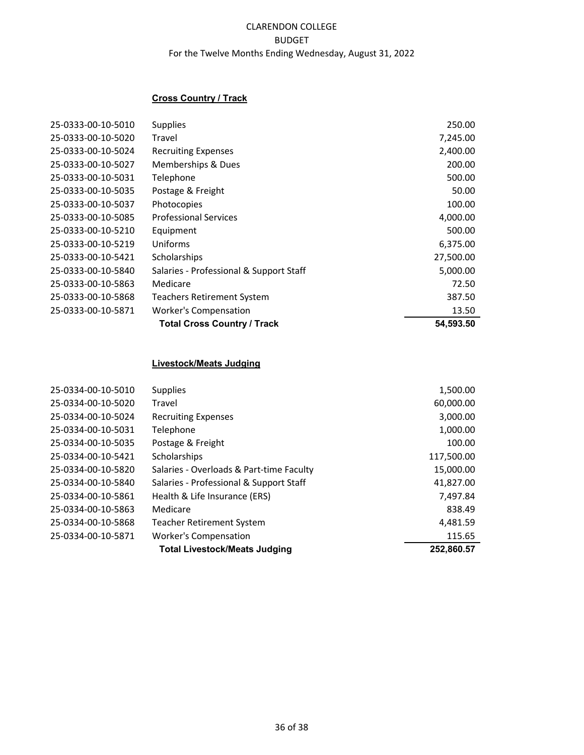CLARENDON COLLEGE
BUDGET
For the Twelve Months Ending Wednesday, August 31, 2022

**Cross Country / Track**

| | | |
|---|---|---|
| 25-0333-00-10-5010 | Supplies | 250.00 |
| 25-0333-00-10-5020 | Travel | 7,245.00 |
| 25-0333-00-10-5024 | Recruiting Expenses | 2,400.00 |
| 25-0333-00-10-5027 | Memberships & Dues | 200.00 |
| 25-0333-00-10-5031 | Telephone | 500.00 |
| 25-0333-00-10-5035 | Postage & Freight | 50.00 |
| 25-0333-00-10-5037 | Photocopies | 100.00 |
| 25-0333-00-10-5085 | Professional Services | 4,000.00 |
| 25-0333-00-10-5210 | Equipment | 500.00 |
| 25-0333-00-10-5219 | Uniforms | 6,375.00 |
| 25-0333-00-10-5421 | Scholarships | 27,500.00 |
| 25-0333-00-10-5840 | Salaries - Professional & Support Staff | 5,000.00 |
| 25-0333-00-10-5863 | Medicare | 72.50 |
| 25-0333-00-10-5868 | Teachers Retirement System | 387.50 |
| 25-0333-00-10-5871 | Worker's Compensation | 13.50 |
| | **Total Cross Country / Track** | **54,593.50** |

**Livestock/Meats Judging**

| | | |
|---|---|---|
| 25-0334-00-10-5010 | Supplies | 1,500.00 |
| 25-0334-00-10-5020 | Travel | 60,000.00 |
| 25-0334-00-10-5024 | Recruiting Expenses | 3,000.00 |
| 25-0334-00-10-5031 | Telephone | 1,000.00 |
| 25-0334-00-10-5035 | Postage & Freight | 100.00 |
| 25-0334-00-10-5421 | Scholarships | 117,500.00 |
| 25-0334-00-10-5820 | Salaries - Overloads & Part-time Faculty | 15,000.00 |
| 25-0334-00-10-5840 | Salaries - Professional & Support Staff | 41,827.00 |
| 25-0334-00-10-5861 | Health & Life Insurance (ERS) | 7,497.84 |
| 25-0334-00-10-5863 | Medicare | 838.49 |
| 25-0334-00-10-5868 | Teacher Retirement System | 4,481.59 |
| 25-0334-00-10-5871 | Worker's Compensation | 115.65 |
| | **Total Livestock/Meats Judging** | **252,860.57** |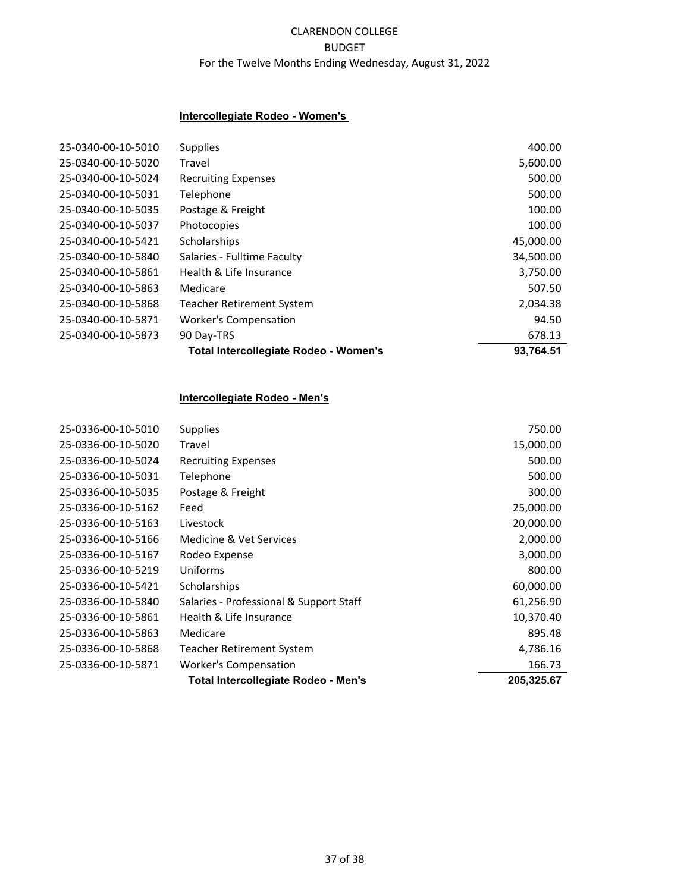CLARENDON COLLEGE
BUDGET
For the Twelve Months Ending Wednesday, August 31, 2022

## Intercollegiate Rodeo - Women's

| Account | Description | Amount |
|---|---|---|
| 25-0340-00-10-5010 | Supplies | 400.00 |
| 25-0340-00-10-5020 | Travel | 5,600.00 |
| 25-0340-00-10-5024 | Recruiting Expenses | 500.00 |
| 25-0340-00-10-5031 | Telephone | 500.00 |
| 25-0340-00-10-5035 | Postage & Freight | 100.00 |
| 25-0340-00-10-5037 | Photocopies | 100.00 |
| 25-0340-00-10-5421 | Scholarships | 45,000.00 |
| 25-0340-00-10-5840 | Salaries - Fulltime Faculty | 34,500.00 |
| 25-0340-00-10-5861 | Health & Life Insurance | 3,750.00 |
| 25-0340-00-10-5863 | Medicare | 507.50 |
| 25-0340-00-10-5868 | Teacher Retirement System | 2,034.38 |
| 25-0340-00-10-5871 | Worker's Compensation | 94.50 |
| 25-0340-00-10-5873 | 90 Day-TRS | 678.13 |
| | **Total Intercollegiate Rodeo - Women's** | **93,764.51** |

## Intercollegiate Rodeo - Men's

| Account | Description | Amount |
|---|---|---|
| 25-0336-00-10-5010 | Supplies | 750.00 |
| 25-0336-00-10-5020 | Travel | 15,000.00 |
| 25-0336-00-10-5024 | Recruiting Expenses | 500.00 |
| 25-0336-00-10-5031 | Telephone | 500.00 |
| 25-0336-00-10-5035 | Postage & Freight | 300.00 |
| 25-0336-00-10-5162 | Feed | 25,000.00 |
| 25-0336-00-10-5163 | Livestock | 20,000.00 |
| 25-0336-00-10-5166 | Medicine & Vet Services | 2,000.00 |
| 25-0336-00-10-5167 | Rodeo Expense | 3,000.00 |
| 25-0336-00-10-5219 | Uniforms | 800.00 |
| 25-0336-00-10-5421 | Scholarships | 60,000.00 |
| 25-0336-00-10-5840 | Salaries - Professional & Support Staff | 61,256.90 |
| 25-0336-00-10-5861 | Health & Life Insurance | 10,370.40 |
| 25-0336-00-10-5863 | Medicare | 895.48 |
| 25-0336-00-10-5868 | Teacher Retirement System | 4,786.16 |
| 25-0336-00-10-5871 | Worker's Compensation | 166.73 |
| | **Total Intercollegiate Rodeo - Men's** | **205,325.67** |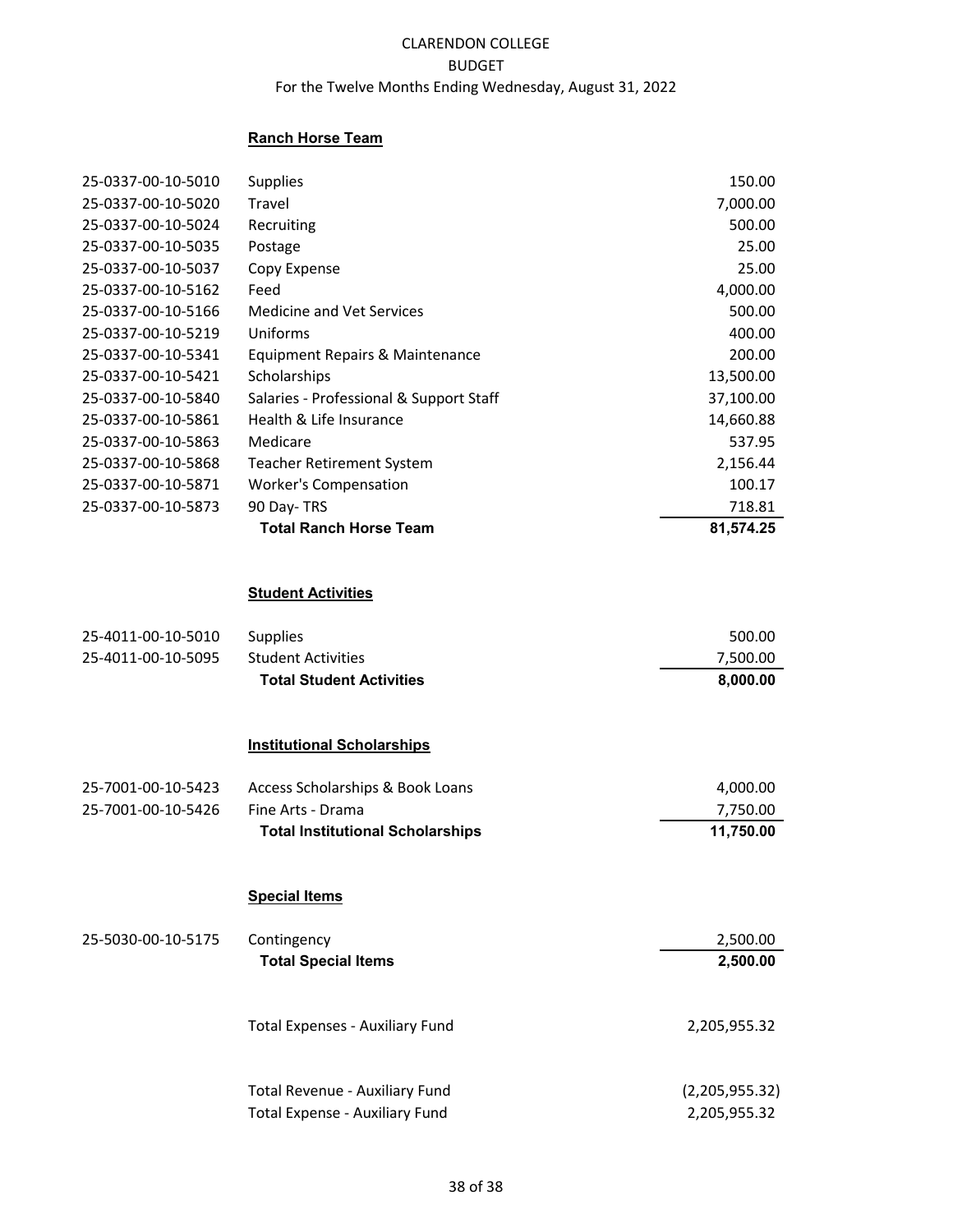CLARENDON COLLEGE
BUDGET
For the Twelve Months Ending Wednesday, August 31, 2022

## Ranch Horse Team

| | | |
|---|---|---|
| 25-0337-00-10-5010 | Supplies | 150.00 |
| 25-0337-00-10-5020 | Travel | 7,000.00 |
| 25-0337-00-10-5024 | Recruiting | 500.00 |
| 25-0337-00-10-5035 | Postage | 25.00 |
| 25-0337-00-10-5037 | Copy Expense | 25.00 |
| 25-0337-00-10-5162 | Feed | 4,000.00 |
| 25-0337-00-10-5166 | Medicine and Vet Services | 500.00 |
| 25-0337-00-10-5219 | Uniforms | 400.00 |
| 25-0337-00-10-5341 | Equipment Repairs & Maintenance | 200.00 |
| 25-0337-00-10-5421 | Scholarships | 13,500.00 |
| 25-0337-00-10-5840 | Salaries - Professional & Support Staff | 37,100.00 |
| 25-0337-00-10-5861 | Health & Life Insurance | 14,660.88 |
| 25-0337-00-10-5863 | Medicare | 537.95 |
| 25-0337-00-10-5868 | Teacher Retirement System | 2,156.44 |
| 25-0337-00-10-5871 | Worker's Compensation | 100.17 |
| 25-0337-00-10-5873 | 90 Day- TRS | 718.81 |
| | **Total Ranch Horse Team** | **81,574.25** |

## Student Activities

| | | |
|---|---|---|
| 25-4011-00-10-5010 | Supplies | 500.00 |
| 25-4011-00-10-5095 | Student Activities | 7,500.00 |
| | **Total Student Activities** | **8,000.00** |

## Institutional Scholarships

| | | |
|---|---|---|
| 25-7001-00-10-5423 | Access Scholarships & Book Loans | 4,000.00 |
| 25-7001-00-10-5426 | Fine Arts - Drama | 7,750.00 |
| | **Total Institutional Scholarships** | **11,750.00** |

## Special Items

| | | |
|---|---|---|
| 25-5030-00-10-5175 | Contingency | 2,500.00 |
| | **Total Special Items** | **2,500.00** |

| | |
|---|---|
| Total Expenses - Auxiliary Fund | 2,205,955.32 |

| | |
|---|---|
| Total Revenue - Auxiliary Fund | (2,205,955.32) |
| Total Expense - Auxiliary Fund | 2,205,955.32 |